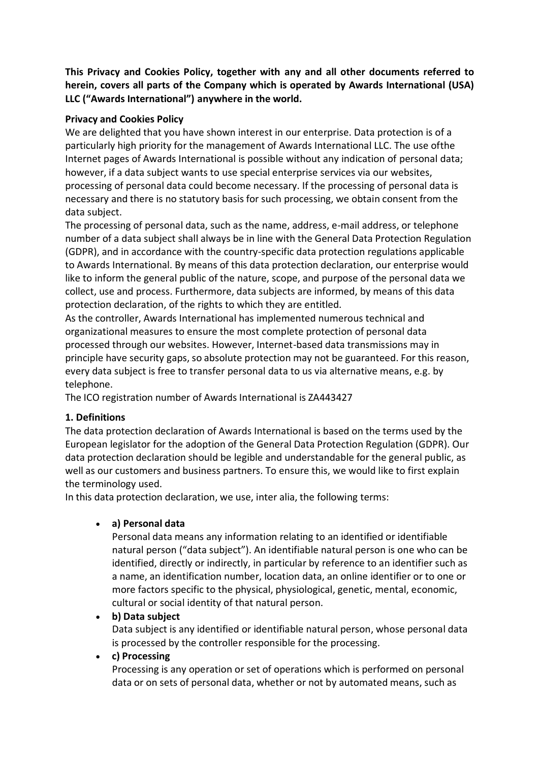**This Privacy and Cookies Policy, together with any and all other documents referred to herein, covers all parts of the Company which is operated by Awards International (USA) LLC ("Awards International") anywhere in the world.**

**Privacy and Cookies Policy**

We are delighted that you have shown interest in our enterprise. Data protection is of a particularly high priority for the management of Awards International LLC. The use ofthe Internet pages of Awards International is possible without any indication of personal data; however, if a data subject wants to use special enterprise services via our websites, processing of personal data could become necessary. If the processing of personal data is necessary and there is no statutory basis for such processing, we obtain consent from the data subject.

The processing of personal data, such as the name, address, e-mail address, or telephone number of a data subject shall always be in line with the General Data Protection Regulation (GDPR), and in accordance with the country-specific data protection regulations applicable to Awards International. By means of this data protection declaration, our enterprise would like to inform the general public of the nature, scope, and purpose of the personal data we collect, use and process. Furthermore, data subjects are informed, by means of this data protection declaration, of the rights to which they are entitled.

As the controller, Awards International has implemented numerous technical and organizational measures to ensure the most complete protection of personal data processed through our websites. However, Internet-based data transmissions may in principle have security gaps, so absolute protection may not be guaranteed. For this reason, every data subject is free to transfer personal data to us via alternative means, e.g. by telephone.

The ICO registration number of Awards International is ZA443427

**1. Definitions**

The data protection declaration of Awards International is based on the terms used by the European legislator for the adoption of the General Data Protection Regulation (GDPR). Our data protection declaration should be legible and understandable for the general public, as well as our customers and business partners. To ensure this, we would like to first explain the terminology used.

In this data protection declaration, we use, inter alia, the following terms:

- **a) Personal data**
  Personal data means any information relating to an identified or identifiable natural person ("data subject"). An identifiable natural person is one who can be identified, directly or indirectly, in particular by reference to an identifier such as a name, an identification number, location data, an online identifier or to one or more factors specific to the physical, physiological, genetic, mental, economic, cultural or social identity of that natural person.
- **b) Data subject**
  Data subject is any identified or identifiable natural person, whose personal data is processed by the controller responsible for the processing.
- **c) Processing**
  Processing is any operation or set of operations which is performed on personal data or on sets of personal data, whether or not by automated means, such as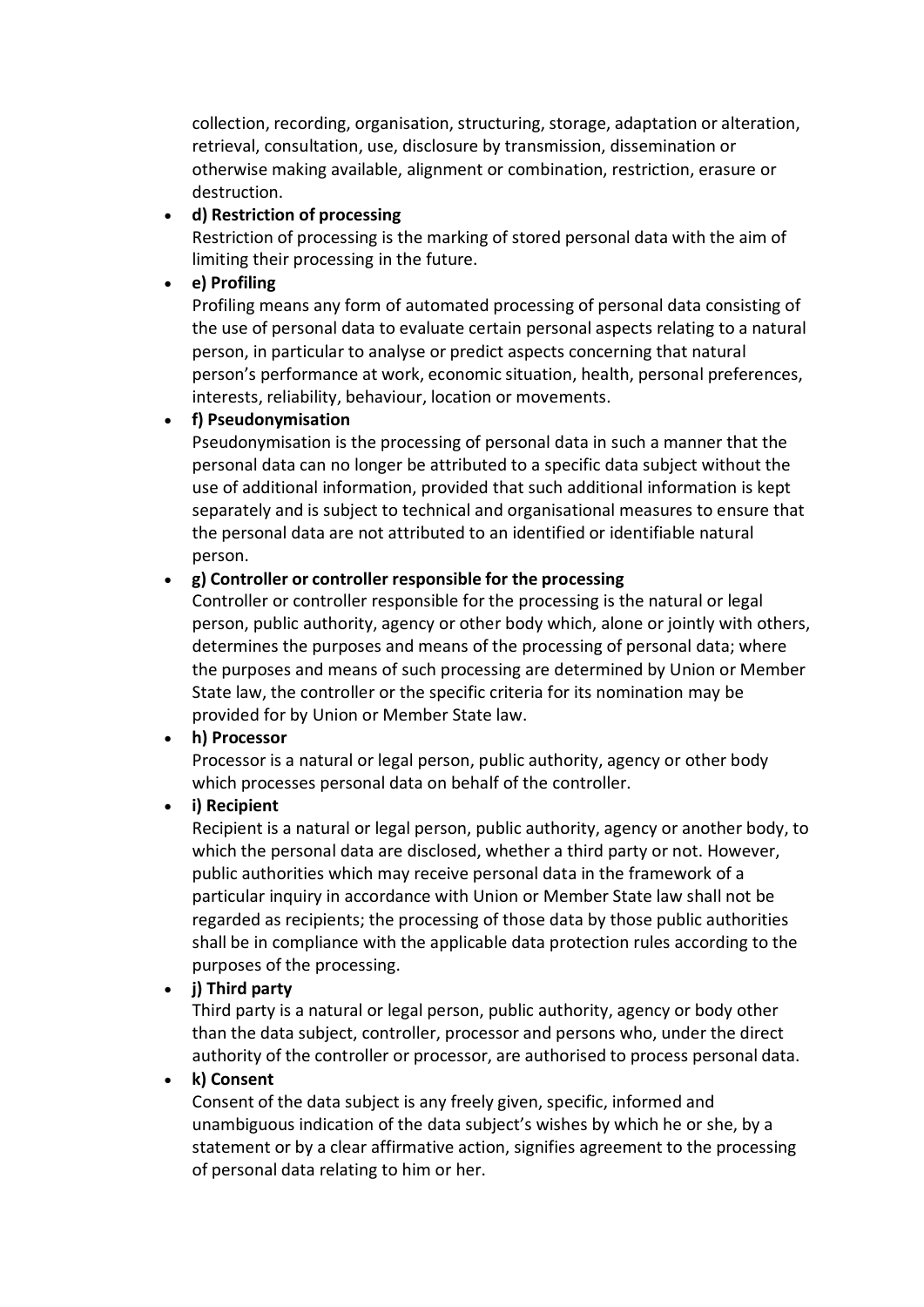collection, recording, organisation, structuring, storage, adaptation or alteration, retrieval, consultation, use, disclosure by transmission, dissemination or otherwise making available, alignment or combination, restriction, erasure or destruction.

- **d) Restriction of processing**
  Restriction of processing is the marking of stored personal data with the aim of limiting their processing in the future.
- **e) Profiling**
  Profiling means any form of automated processing of personal data consisting of the use of personal data to evaluate certain personal aspects relating to a natural person, in particular to analyse or predict aspects concerning that natural person's performance at work, economic situation, health, personal preferences, interests, reliability, behaviour, location or movements.
- **f) Pseudonymisation**
  Pseudonymisation is the processing of personal data in such a manner that the personal data can no longer be attributed to a specific data subject without the use of additional information, provided that such additional information is kept separately and is subject to technical and organisational measures to ensure that the personal data are not attributed to an identified or identifiable natural person.
- **g) Controller or controller responsible for the processing**
  Controller or controller responsible for the processing is the natural or legal person, public authority, agency or other body which, alone or jointly with others, determines the purposes and means of the processing of personal data; where the purposes and means of such processing are determined by Union or Member State law, the controller or the specific criteria for its nomination may be provided for by Union or Member State law.
- **h) Processor**
  Processor is a natural or legal person, public authority, agency or other body which processes personal data on behalf of the controller.
- **i) Recipient**
  Recipient is a natural or legal person, public authority, agency or another body, to which the personal data are disclosed, whether a third party or not. However, public authorities which may receive personal data in the framework of a particular inquiry in accordance with Union or Member State law shall not be regarded as recipients; the processing of those data by those public authorities shall be in compliance with the applicable data protection rules according to the purposes of the processing.
- **j) Third party**
  Third party is a natural or legal person, public authority, agency or body other than the data subject, controller, processor and persons who, under the direct authority of the controller or processor, are authorised to process personal data.
- **k) Consent**
  Consent of the data subject is any freely given, specific, informed and unambiguous indication of the data subject's wishes by which he or she, by a statement or by a clear affirmative action, signifies agreement to the processing of personal data relating to him or her.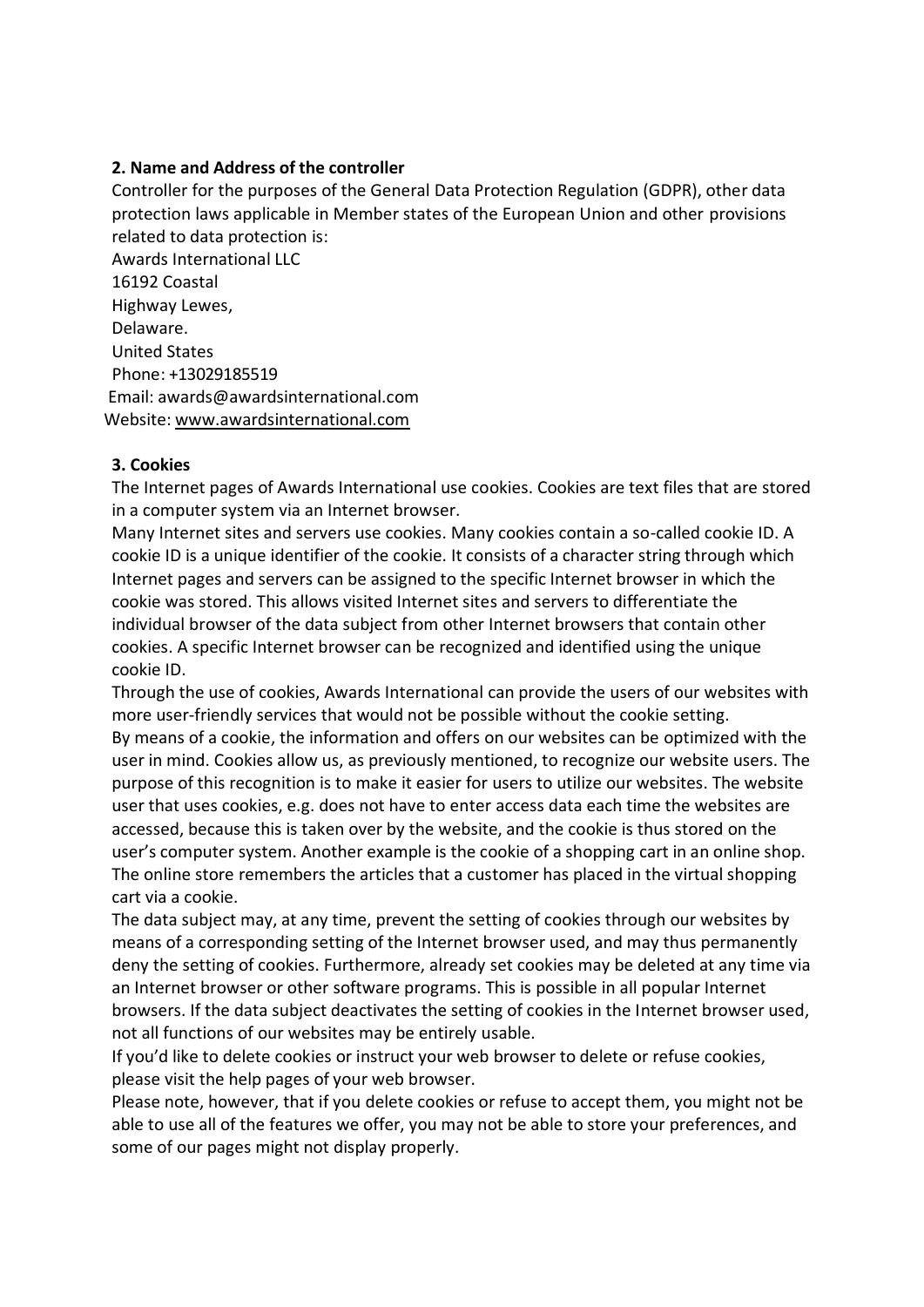## 2. Name and Address of the controller

Controller for the purposes of the General Data Protection Regulation (GDPR), other data protection laws applicable in Member states of the European Union and other provisions related to data protection is:

Awards International LLC
16192 Coastal
Highway Lewes,
Delaware.
United States
Phone: +13029185519
Email: awards@awardsinternational.com
Website: www.awardsinternational.com

## 3. Cookies

The Internet pages of Awards International use cookies. Cookies are text files that are stored in a computer system via an Internet browser.

Many Internet sites and servers use cookies. Many cookies contain a so-called cookie ID. A cookie ID is a unique identifier of the cookie. It consists of a character string through which Internet pages and servers can be assigned to the specific Internet browser in which the cookie was stored. This allows visited Internet sites and servers to differentiate the individual browser of the data subject from other Internet browsers that contain other cookies. A specific Internet browser can be recognized and identified using the unique cookie ID.

Through the use of cookies, Awards International can provide the users of our websites with more user-friendly services that would not be possible without the cookie setting.

By means of a cookie, the information and offers on our websites can be optimized with the user in mind. Cookies allow us, as previously mentioned, to recognize our website users. The purpose of this recognition is to make it easier for users to utilize our websites. The website user that uses cookies, e.g. does not have to enter access data each time the websites are accessed, because this is taken over by the website, and the cookie is thus stored on the user's computer system. Another example is the cookie of a shopping cart in an online shop. The online store remembers the articles that a customer has placed in the virtual shopping cart via a cookie.

The data subject may, at any time, prevent the setting of cookies through our websites by means of a corresponding setting of the Internet browser used, and may thus permanently deny the setting of cookies. Furthermore, already set cookies may be deleted at any time via an Internet browser or other software programs. This is possible in all popular Internet browsers. If the data subject deactivates the setting of cookies in the Internet browser used, not all functions of our websites may be entirely usable.

If you'd like to delete cookies or instruct your web browser to delete or refuse cookies, please visit the help pages of your web browser.

Please note, however, that if you delete cookies or refuse to accept them, you might not be able to use all of the features we offer, you may not be able to store your preferences, and some of our pages might not display properly.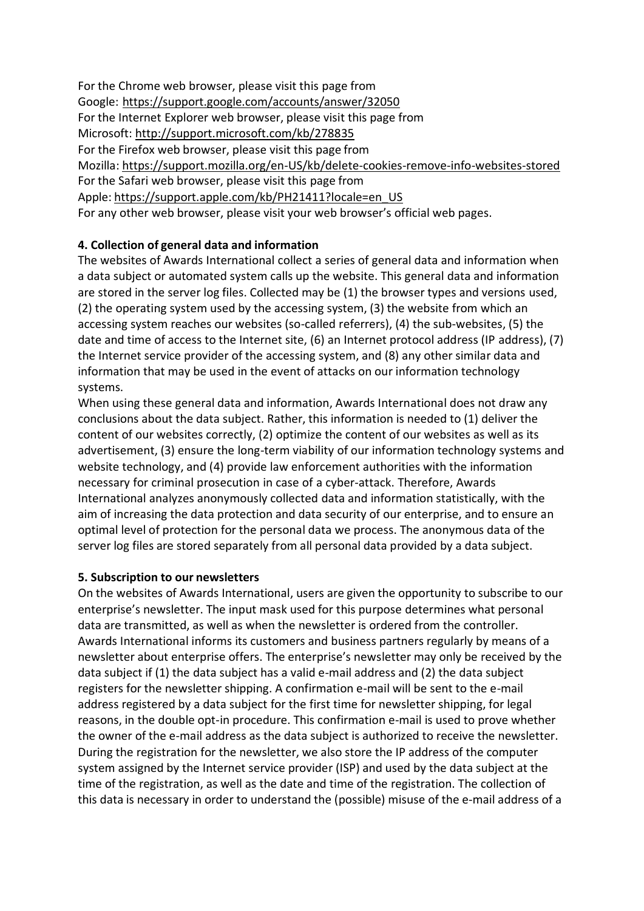For the Chrome web browser, please visit this page from
Google: https://support.google.com/accounts/answer/32050
For the Internet Explorer web browser, please visit this page from
Microsoft: http://support.microsoft.com/kb/278835
For the Firefox web browser, please visit this page from
Mozilla: https://support.mozilla.org/en-US/kb/delete-cookies-remove-info-websites-stored
For the Safari web browser, please visit this page from
Apple: https://support.apple.com/kb/PH21411?locale=en_US
For any other web browser, please visit your web browser's official web pages.

**4. Collection of general data and information**

The websites of Awards International collect a series of general data and information when a data subject or automated system calls up the website. This general data and information are stored in the server log files. Collected may be (1) the browser types and versions used, (2) the operating system used by the accessing system, (3) the website from which an accessing system reaches our websites (so-called referrers), (4) the sub-websites, (5) the date and time of access to the Internet site, (6) an Internet protocol address (IP address), (7) the Internet service provider of the accessing system, and (8) any other similar data and information that may be used in the event of attacks on our information technology systems.

When using these general data and information, Awards International does not draw any conclusions about the data subject. Rather, this information is needed to (1) deliver the content of our websites correctly, (2) optimize the content of our websites as well as its advertisement, (3) ensure the long-term viability of our information technology systems and website technology, and (4) provide law enforcement authorities with the information necessary for criminal prosecution in case of a cyber-attack. Therefore, Awards International analyzes anonymously collected data and information statistically, with the aim of increasing the data protection and data security of our enterprise, and to ensure an optimal level of protection for the personal data we process. The anonymous data of the server log files are stored separately from all personal data provided by a data subject.

**5. Subscription to our newsletters**

On the websites of Awards International, users are given the opportunity to subscribe to our enterprise's newsletter. The input mask used for this purpose determines what personal data are transmitted, as well as when the newsletter is ordered from the controller. Awards International informs its customers and business partners regularly by means of a newsletter about enterprise offers. The enterprise's newsletter may only be received by the data subject if (1) the data subject has a valid e-mail address and (2) the data subject registers for the newsletter shipping. A confirmation e-mail will be sent to the e-mail address registered by a data subject for the first time for newsletter shipping, for legal reasons, in the double opt-in procedure. This confirmation e-mail is used to prove whether the owner of the e-mail address as the data subject is authorized to receive the newsletter. During the registration for the newsletter, we also store the IP address of the computer system assigned by the Internet service provider (ISP) and used by the data subject at the time of the registration, as well as the date and time of the registration. The collection of this data is necessary in order to understand the (possible) misuse of the e-mail address of a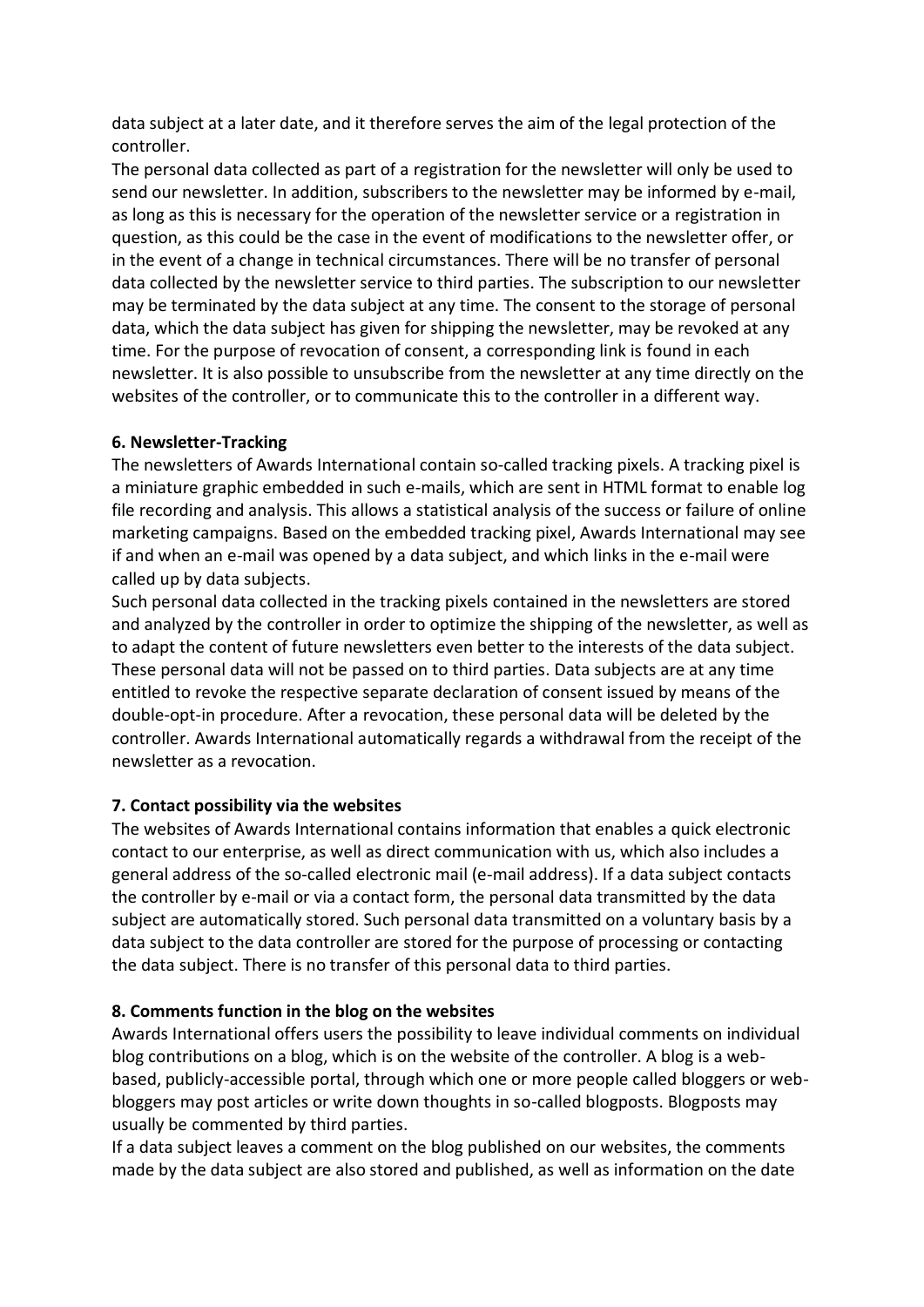data subject at a later date, and it therefore serves the aim of the legal protection of the controller.
The personal data collected as part of a registration for the newsletter will only be used to send our newsletter. In addition, subscribers to the newsletter may be informed by e-mail, as long as this is necessary for the operation of the newsletter service or a registration in question, as this could be the case in the event of modifications to the newsletter offer, or in the event of a change in technical circumstances. There will be no transfer of personal data collected by the newsletter service to third parties. The subscription to our newsletter may be terminated by the data subject at any time. The consent to the storage of personal data, which the data subject has given for shipping the newsletter, may be revoked at any time. For the purpose of revocation of consent, a corresponding link is found in each newsletter. It is also possible to unsubscribe from the newsletter at any time directly on the websites of the controller, or to communicate this to the controller in a different way.

**6. Newsletter-Tracking**

The newsletters of Awards International contain so-called tracking pixels. A tracking pixel is a miniature graphic embedded in such e-mails, which are sent in HTML format to enable log file recording and analysis. This allows a statistical analysis of the success or failure of online marketing campaigns. Based on the embedded tracking pixel, Awards International may see if and when an e-mail was opened by a data subject, and which links in the e-mail were called up by data subjects.
Such personal data collected in the tracking pixels contained in the newsletters are stored and analyzed by the controller in order to optimize the shipping of the newsletter, as well as to adapt the content of future newsletters even better to the interests of the data subject. These personal data will not be passed on to third parties. Data subjects are at any time entitled to revoke the respective separate declaration of consent issued by means of the double-opt-in procedure. After a revocation, these personal data will be deleted by the controller. Awards International automatically regards a withdrawal from the receipt of the newsletter as a revocation.

**7. Contact possibility via the websites**

The websites of Awards International contains information that enables a quick electronic contact to our enterprise, as well as direct communication with us, which also includes a general address of the so-called electronic mail (e-mail address). If a data subject contacts the controller by e-mail or via a contact form, the personal data transmitted by the data subject are automatically stored. Such personal data transmitted on a voluntary basis by a data subject to the data controller are stored for the purpose of processing or contacting the data subject. There is no transfer of this personal data to third parties.

**8. Comments function in the blog on the websites**

Awards International offers users the possibility to leave individual comments on individual blog contributions on a blog, which is on the website of the controller. A blog is a web-based, publicly-accessible portal, through which one or more people called bloggers or web-bloggers may post articles or write down thoughts in so-called blogposts. Blogposts may usually be commented by third parties.
If a data subject leaves a comment on the blog published on our websites, the comments made by the data subject are also stored and published, as well as information on the date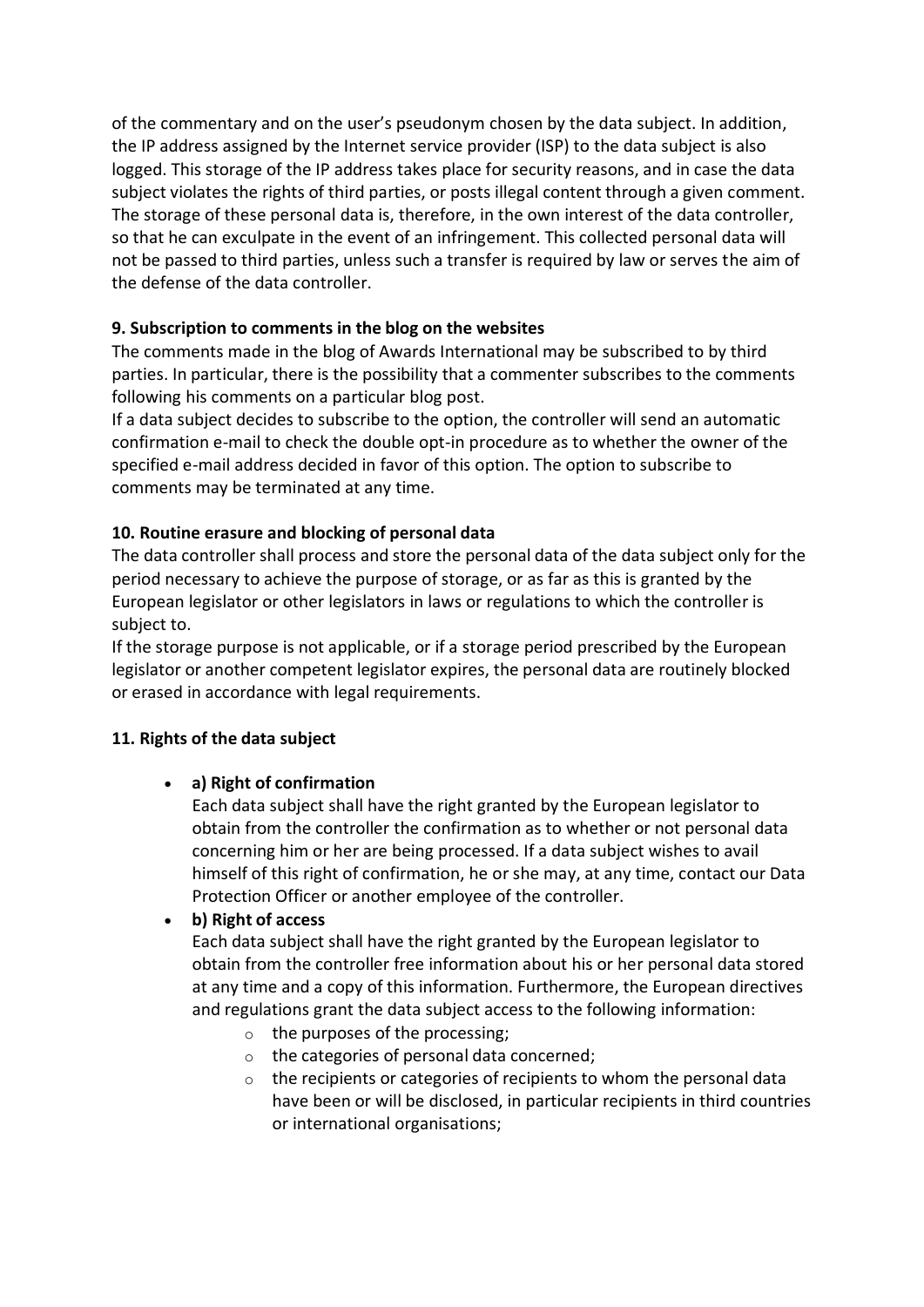of the commentary and on the user's pseudonym chosen by the data subject. In addition, the IP address assigned by the Internet service provider (ISP) to the data subject is also logged. This storage of the IP address takes place for security reasons, and in case the data subject violates the rights of third parties, or posts illegal content through a given comment. The storage of these personal data is, therefore, in the own interest of the data controller, so that he can exculpate in the event of an infringement. This collected personal data will not be passed to third parties, unless such a transfer is required by law or serves the aim of the defense of the data controller.

**9. Subscription to comments in the blog on the websites**

The comments made in the blog of Awards International may be subscribed to by third parties. In particular, there is the possibility that a commenter subscribes to the comments following his comments on a particular blog post.

If a data subject decides to subscribe to the option, the controller will send an automatic confirmation e-mail to check the double opt-in procedure as to whether the owner of the specified e-mail address decided in favor of this option. The option to subscribe to comments may be terminated at any time.

**10. Routine erasure and blocking of personal data**

The data controller shall process and store the personal data of the data subject only for the period necessary to achieve the purpose of storage, or as far as this is granted by the European legislator or other legislators in laws or regulations to which the controller is subject to.

If the storage purpose is not applicable, or if a storage period prescribed by the European legislator or another competent legislator expires, the personal data are routinely blocked or erased in accordance with legal requirements.

**11. Rights of the data subject**

- **a) Right of confirmation**
  Each data subject shall have the right granted by the European legislator to obtain from the controller the confirmation as to whether or not personal data concerning him or her are being processed. If a data subject wishes to avail himself of this right of confirmation, he or she may, at any time, contact our Data Protection Officer or another employee of the controller.
- **b) Right of access**
  Each data subject shall have the right granted by the European legislator to obtain from the controller free information about his or her personal data stored at any time and a copy of this information. Furthermore, the European directives and regulations grant the data subject access to the following information:
  - the purposes of the processing;
  - the categories of personal data concerned;
  - the recipients or categories of recipients to whom the personal data have been or will be disclosed, in particular recipients in third countries or international organisations;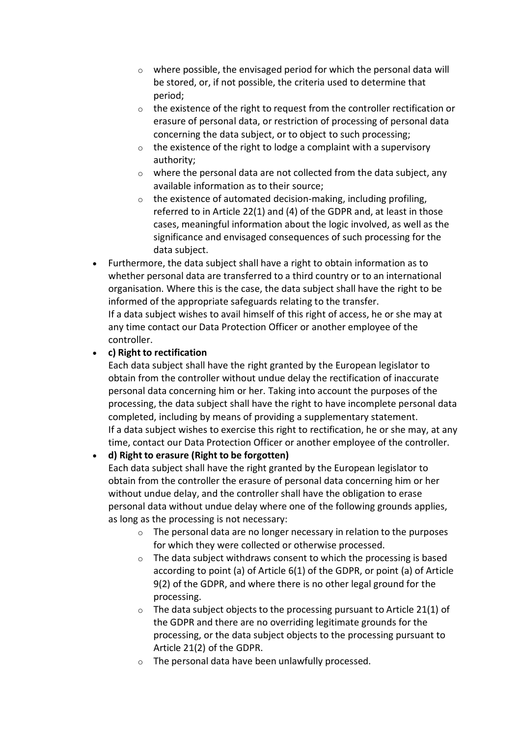- where possible, the envisaged period for which the personal data will be stored, or, if not possible, the criteria used to determine that period;
   - the existence of the right to request from the controller rectification or erasure of personal data, or restriction of processing of personal data concerning the data subject, or to object to such processing;
   - the existence of the right to lodge a complaint with a supervisory authority;
   - where the personal data are not collected from the data subject, any available information as to their source;
   - the existence of automated decision-making, including profiling, referred to in Article 22(1) and (4) of the GDPR and, at least in those cases, meaningful information about the logic involved, as well as the significance and envisaged consequences of such processing for the data subject.
- Furthermore, the data subject shall have a right to obtain information as to whether personal data are transferred to a third country or to an international organisation. Where this is the case, the data subject shall have the right to be informed of the appropriate safeguards relating to the transfer.
  If a data subject wishes to avail himself of this right of access, he or she may at any time contact our Data Protection Officer or another employee of the controller.
- **c) Right to rectification**
  Each data subject shall have the right granted by the European legislator to obtain from the controller without undue delay the rectification of inaccurate personal data concerning him or her. Taking into account the purposes of the processing, the data subject shall have the right to have incomplete personal data completed, including by means of providing a supplementary statement.
  If a data subject wishes to exercise this right to rectification, he or she may, at any time, contact our Data Protection Officer or another employee of the controller.
- **d) Right to erasure (Right to be forgotten)**
  Each data subject shall have the right granted by the European legislator to obtain from the controller the erasure of personal data concerning him or her without undue delay, and the controller shall have the obligation to erase personal data without undue delay where one of the following grounds applies, as long as the processing is not necessary:
   - The personal data are no longer necessary in relation to the purposes for which they were collected or otherwise processed.
   - The data subject withdraws consent to which the processing is based according to point (a) of Article 6(1) of the GDPR, or point (a) of Article 9(2) of the GDPR, and where there is no other legal ground for the processing.
   - The data subject objects to the processing pursuant to Article 21(1) of the GDPR and there are no overriding legitimate grounds for the processing, or the data subject objects to the processing pursuant to Article 21(2) of the GDPR.
   - The personal data have been unlawfully processed.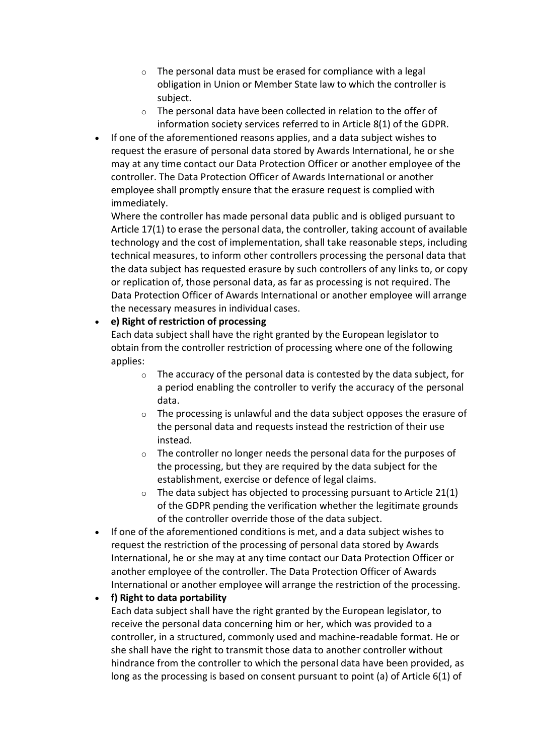- The personal data must be erased for compliance with a legal obligation in Union or Member State law to which the controller is subject.
    - The personal data have been collected in relation to the offer of information society services referred to in Article 8(1) of the GDPR.
- If one of the aforementioned reasons applies, and a data subject wishes to request the erasure of personal data stored by Awards International, he or she may at any time contact our Data Protection Officer or another employee of the controller. The Data Protection Officer of Awards International or another employee shall promptly ensure that the erasure request is complied with immediately.
  Where the controller has made personal data public and is obliged pursuant to Article 17(1) to erase the personal data, the controller, taking account of available technology and the cost of implementation, shall take reasonable steps, including technical measures, to inform other controllers processing the personal data that the data subject has requested erasure by such controllers of any links to, or copy or replication of, those personal data, as far as processing is not required. The Data Protection Officer of Awards International or another employee will arrange the necessary measures in individual cases.
- **e) Right of restriction of processing**
  Each data subject shall have the right granted by the European legislator to obtain from the controller restriction of processing where one of the following applies:
    - The accuracy of the personal data is contested by the data subject, for a period enabling the controller to verify the accuracy of the personal data.
    - The processing is unlawful and the data subject opposes the erasure of the personal data and requests instead the restriction of their use instead.
    - The controller no longer needs the personal data for the purposes of the processing, but they are required by the data subject for the establishment, exercise or defence of legal claims.
    - The data subject has objected to processing pursuant to Article 21(1) of the GDPR pending the verification whether the legitimate grounds of the controller override those of the data subject.
- If one of the aforementioned conditions is met, and a data subject wishes to request the restriction of the processing of personal data stored by Awards International, he or she may at any time contact our Data Protection Officer or another employee of the controller. The Data Protection Officer of Awards International or another employee will arrange the restriction of the processing.
- **f) Right to data portability**
  Each data subject shall have the right granted by the European legislator, to receive the personal data concerning him or her, which was provided to a controller, in a structured, commonly used and machine-readable format. He or she shall have the right to transmit those data to another controller without hindrance from the controller to which the personal data have been provided, as long as the processing is based on consent pursuant to point (a) of Article 6(1) of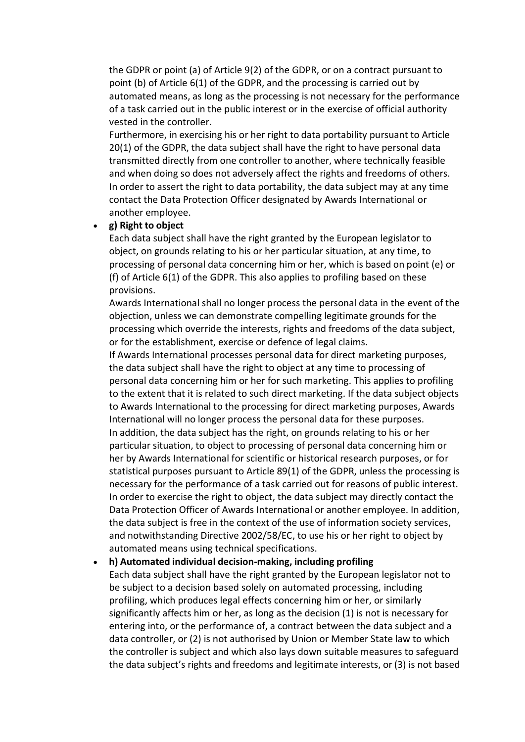the GDPR or point (a) of Article 9(2) of the GDPR, or on a contract pursuant to point (b) of Article 6(1) of the GDPR, and the processing is carried out by automated means, as long as the processing is not necessary for the performance of a task carried out in the public interest or in the exercise of official authority vested in the controller.

Furthermore, in exercising his or her right to data portability pursuant to Article 20(1) of the GDPR, the data subject shall have the right to have personal data transmitted directly from one controller to another, where technically feasible and when doing so does not adversely affect the rights and freedoms of others. In order to assert the right to data portability, the data subject may at any time contact the Data Protection Officer designated by Awards International or another employee.

- **g) Right to object**

  Each data subject shall have the right granted by the European legislator to object, on grounds relating to his or her particular situation, at any time, to processing of personal data concerning him or her, which is based on point (e) or (f) of Article 6(1) of the GDPR. This also applies to profiling based on these provisions.

  Awards International shall no longer process the personal data in the event of the objection, unless we can demonstrate compelling legitimate grounds for the processing which override the interests, rights and freedoms of the data subject, or for the establishment, exercise or defence of legal claims.

  If Awards International processes personal data for direct marketing purposes, the data subject shall have the right to object at any time to processing of personal data concerning him or her for such marketing. This applies to profiling to the extent that it is related to such direct marketing. If the data subject objects to Awards International to the processing for direct marketing purposes, Awards International will no longer process the personal data for these purposes.

  In addition, the data subject has the right, on grounds relating to his or her particular situation, to object to processing of personal data concerning him or her by Awards International for scientific or historical research purposes, or for statistical purposes pursuant to Article 89(1) of the GDPR, unless the processing is necessary for the performance of a task carried out for reasons of public interest.

  In order to exercise the right to object, the data subject may directly contact the Data Protection Officer of Awards International or another employee. In addition, the data subject is free in the context of the use of information society services, and notwithstanding Directive 2002/58/EC, to use his or her right to object by automated means using technical specifications.

- **h) Automated individual decision-making, including profiling**

  Each data subject shall have the right granted by the European legislator not to be subject to a decision based solely on automated processing, including profiling, which produces legal effects concerning him or her, or similarly significantly affects him or her, as long as the decision (1) is not is necessary for entering into, or the performance of, a contract between the data subject and a data controller, or (2) is not authorised by Union or Member State law to which the controller is subject and which also lays down suitable measures to safeguard the data subject's rights and freedoms and legitimate interests, or (3) is not based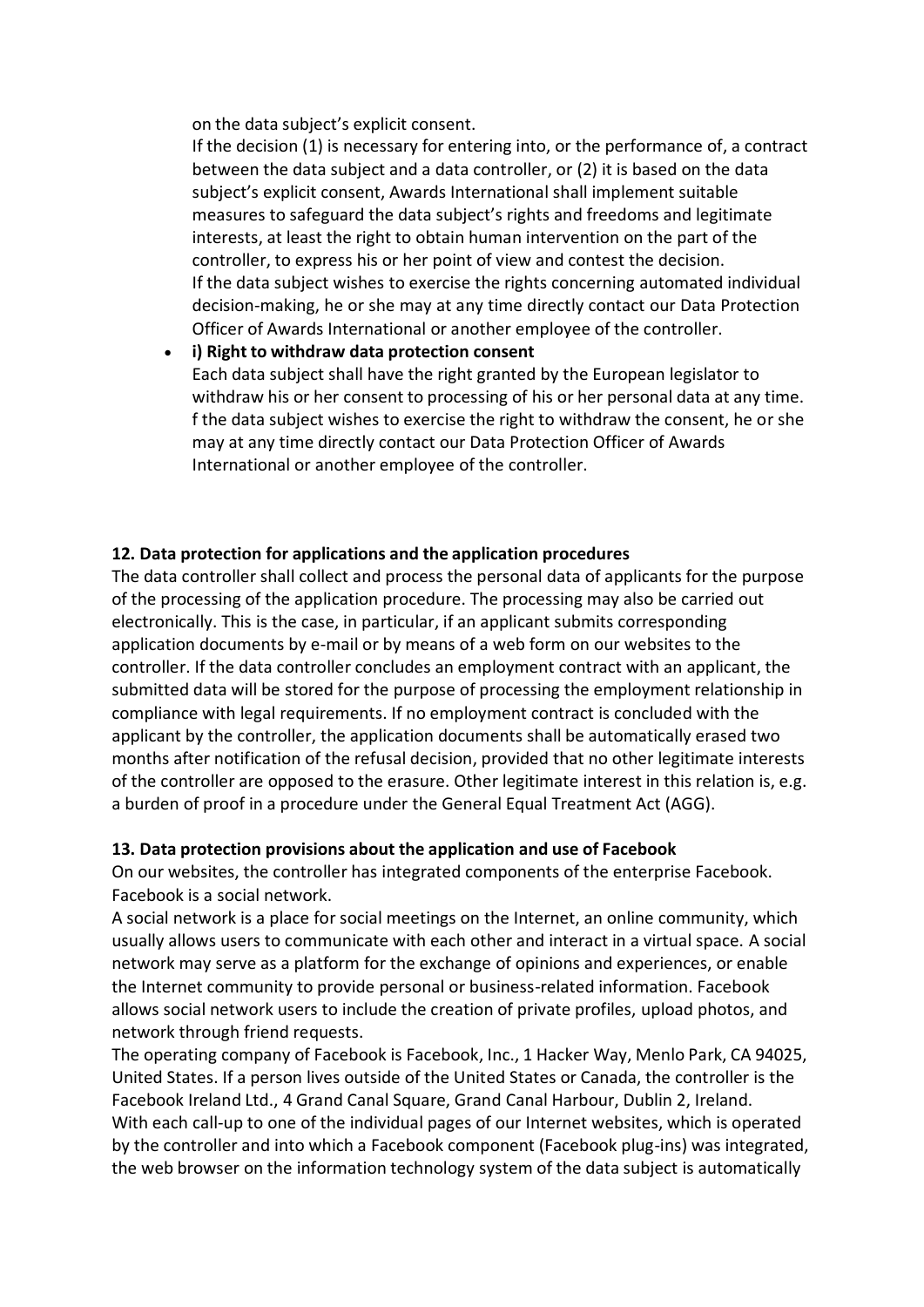on the data subject's explicit consent.
If the decision (1) is necessary for entering into, or the performance of, a contract between the data subject and a data controller, or (2) it is based on the data subject's explicit consent, Awards International shall implement suitable measures to safeguard the data subject's rights and freedoms and legitimate interests, at least the right to obtain human intervention on the part of the controller, to express his or her point of view and contest the decision.
If the data subject wishes to exercise the rights concerning automated individual decision-making, he or she may at any time directly contact our Data Protection Officer of Awards International or another employee of the controller.

- **i) Right to withdraw data protection consent**
  Each data subject shall have the right granted by the European legislator to withdraw his or her consent to processing of his or her personal data at any time. f the data subject wishes to exercise the right to withdraw the consent, he or she may at any time directly contact our Data Protection Officer of Awards International or another employee of the controller.

**12. Data protection for applications and the application procedures**

The data controller shall collect and process the personal data of applicants for the purpose of the processing of the application procedure. The processing may also be carried out electronically. This is the case, in particular, if an applicant submits corresponding application documents by e-mail or by means of a web form on our websites to the controller. If the data controller concludes an employment contract with an applicant, the submitted data will be stored for the purpose of processing the employment relationship in compliance with legal requirements. If no employment contract is concluded with the applicant by the controller, the application documents shall be automatically erased two months after notification of the refusal decision, provided that no other legitimate interests of the controller are opposed to the erasure. Other legitimate interest in this relation is, e.g. a burden of proof in a procedure under the General Equal Treatment Act (AGG).

**13. Data protection provisions about the application and use of Facebook**

On our websites, the controller has integrated components of the enterprise Facebook. Facebook is a social network.
A social network is a place for social meetings on the Internet, an online community, which usually allows users to communicate with each other and interact in a virtual space. A social network may serve as a platform for the exchange of opinions and experiences, or enable the Internet community to provide personal or business-related information. Facebook allows social network users to include the creation of private profiles, upload photos, and network through friend requests.
The operating company of Facebook is Facebook, Inc., 1 Hacker Way, Menlo Park, CA 94025, United States. If a person lives outside of the United States or Canada, the controller is the Facebook Ireland Ltd., 4 Grand Canal Square, Grand Canal Harbour, Dublin 2, Ireland.
With each call-up to one of the individual pages of our Internet websites, which is operated by the controller and into which a Facebook component (Facebook plug-ins) was integrated, the web browser on the information technology system of the data subject is automatically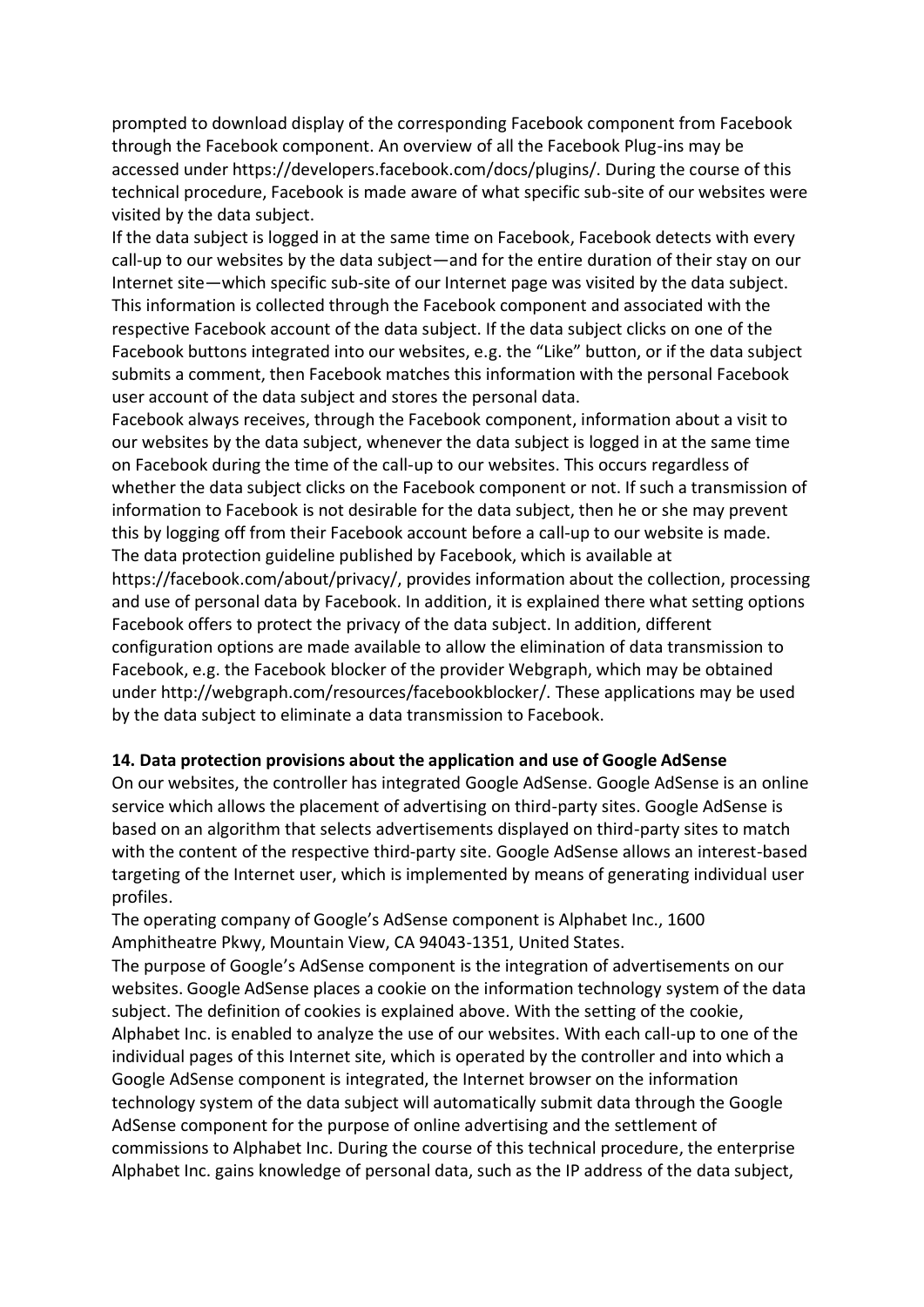prompted to download display of the corresponding Facebook component from Facebook through the Facebook component. An overview of all the Facebook Plug-ins may be accessed under https://developers.facebook.com/docs/plugins/. During the course of this technical procedure, Facebook is made aware of what specific sub-site of our websites were visited by the data subject.

If the data subject is logged in at the same time on Facebook, Facebook detects with every call-up to our websites by the data subject—and for the entire duration of their stay on our Internet site—which specific sub-site of our Internet page was visited by the data subject. This information is collected through the Facebook component and associated with the respective Facebook account of the data subject. If the data subject clicks on one of the Facebook buttons integrated into our websites, e.g. the "Like" button, or if the data subject submits a comment, then Facebook matches this information with the personal Facebook user account of the data subject and stores the personal data.

Facebook always receives, through the Facebook component, information about a visit to our websites by the data subject, whenever the data subject is logged in at the same time on Facebook during the time of the call-up to our websites. This occurs regardless of whether the data subject clicks on the Facebook component or not. If such a transmission of information to Facebook is not desirable for the data subject, then he or she may prevent this by logging off from their Facebook account before a call-up to our website is made.

The data protection guideline published by Facebook, which is available at https://facebook.com/about/privacy/, provides information about the collection, processing and use of personal data by Facebook. In addition, it is explained there what setting options Facebook offers to protect the privacy of the data subject. In addition, different configuration options are made available to allow the elimination of data transmission to Facebook, e.g. the Facebook blocker of the provider Webgraph, which may be obtained under http://webgraph.com/resources/facebookblocker/. These applications may be used by the data subject to eliminate a data transmission to Facebook.

**14. Data protection provisions about the application and use of Google AdSense**

On our websites, the controller has integrated Google AdSense. Google AdSense is an online service which allows the placement of advertising on third-party sites. Google AdSense is based on an algorithm that selects advertisements displayed on third-party sites to match with the content of the respective third-party site. Google AdSense allows an interest-based targeting of the Internet user, which is implemented by means of generating individual user profiles.

The operating company of Google's AdSense component is Alphabet Inc., 1600 Amphitheatre Pkwy, Mountain View, CA 94043-1351, United States.

The purpose of Google's AdSense component is the integration of advertisements on our websites. Google AdSense places a cookie on the information technology system of the data subject. The definition of cookies is explained above. With the setting of the cookie, Alphabet Inc. is enabled to analyze the use of our websites. With each call-up to one of the individual pages of this Internet site, which is operated by the controller and into which a Google AdSense component is integrated, the Internet browser on the information technology system of the data subject will automatically submit data through the Google AdSense component for the purpose of online advertising and the settlement of commissions to Alphabet Inc. During the course of this technical procedure, the enterprise Alphabet Inc. gains knowledge of personal data, such as the IP address of the data subject,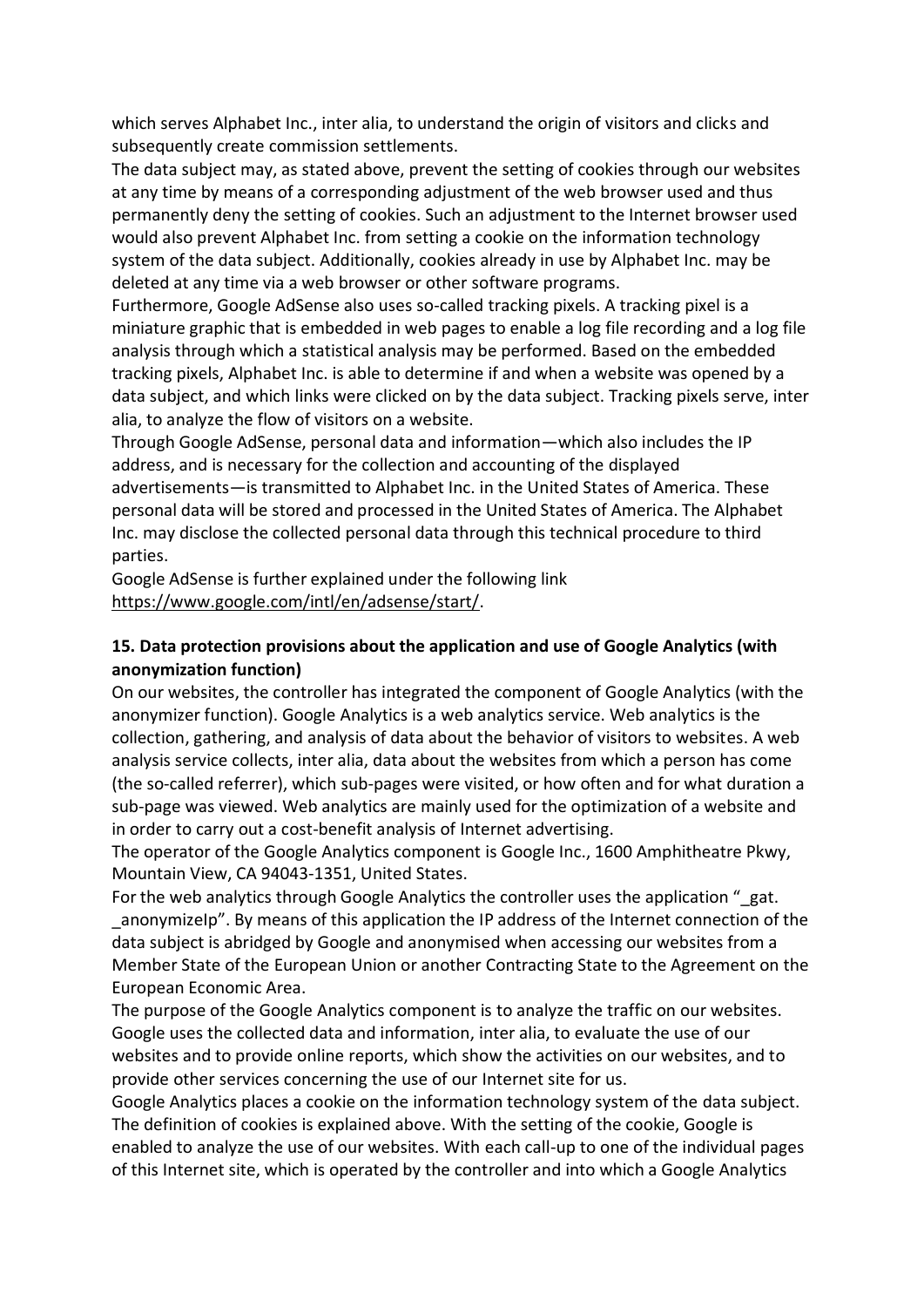which serves Alphabet Inc., inter alia, to understand the origin of visitors and clicks and subsequently create commission settlements.

The data subject may, as stated above, prevent the setting of cookies through our websites at any time by means of a corresponding adjustment of the web browser used and thus permanently deny the setting of cookies. Such an adjustment to the Internet browser used would also prevent Alphabet Inc. from setting a cookie on the information technology system of the data subject. Additionally, cookies already in use by Alphabet Inc. may be deleted at any time via a web browser or other software programs.

Furthermore, Google AdSense also uses so-called tracking pixels. A tracking pixel is a miniature graphic that is embedded in web pages to enable a log file recording and a log file analysis through which a statistical analysis may be performed. Based on the embedded tracking pixels, Alphabet Inc. is able to determine if and when a website was opened by a data subject, and which links were clicked on by the data subject. Tracking pixels serve, inter alia, to analyze the flow of visitors on a website.

Through Google AdSense, personal data and information—which also includes the IP address, and is necessary for the collection and accounting of the displayed advertisements—is transmitted to Alphabet Inc. in the United States of America. These personal data will be stored and processed in the United States of America. The Alphabet Inc. may disclose the collected personal data through this technical procedure to third parties.

Google AdSense is further explained under the following link https://www.google.com/intl/en/adsense/start/.

## 15. Data protection provisions about the application and use of Google Analytics (with anonymization function)

On our websites, the controller has integrated the component of Google Analytics (with the anonymizer function). Google Analytics is a web analytics service. Web analytics is the collection, gathering, and analysis of data about the behavior of visitors to websites. A web analysis service collects, inter alia, data about the websites from which a person has come (the so-called referrer), which sub-pages were visited, or how often and for what duration a sub-page was viewed. Web analytics are mainly used for the optimization of a website and in order to carry out a cost-benefit analysis of Internet advertising.

The operator of the Google Analytics component is Google Inc., 1600 Amphitheatre Pkwy, Mountain View, CA 94043-1351, United States.

For the web analytics through Google Analytics the controller uses the application "_gat. _anonymizeIp". By means of this application the IP address of the Internet connection of the data subject is abridged by Google and anonymised when accessing our websites from a Member State of the European Union or another Contracting State to the Agreement on the European Economic Area.

The purpose of the Google Analytics component is to analyze the traffic on our websites. Google uses the collected data and information, inter alia, to evaluate the use of our websites and to provide online reports, which show the activities on our websites, and to provide other services concerning the use of our Internet site for us.

Google Analytics places a cookie on the information technology system of the data subject. The definition of cookies is explained above. With the setting of the cookie, Google is enabled to analyze the use of our websites. With each call-up to one of the individual pages of this Internet site, which is operated by the controller and into which a Google Analytics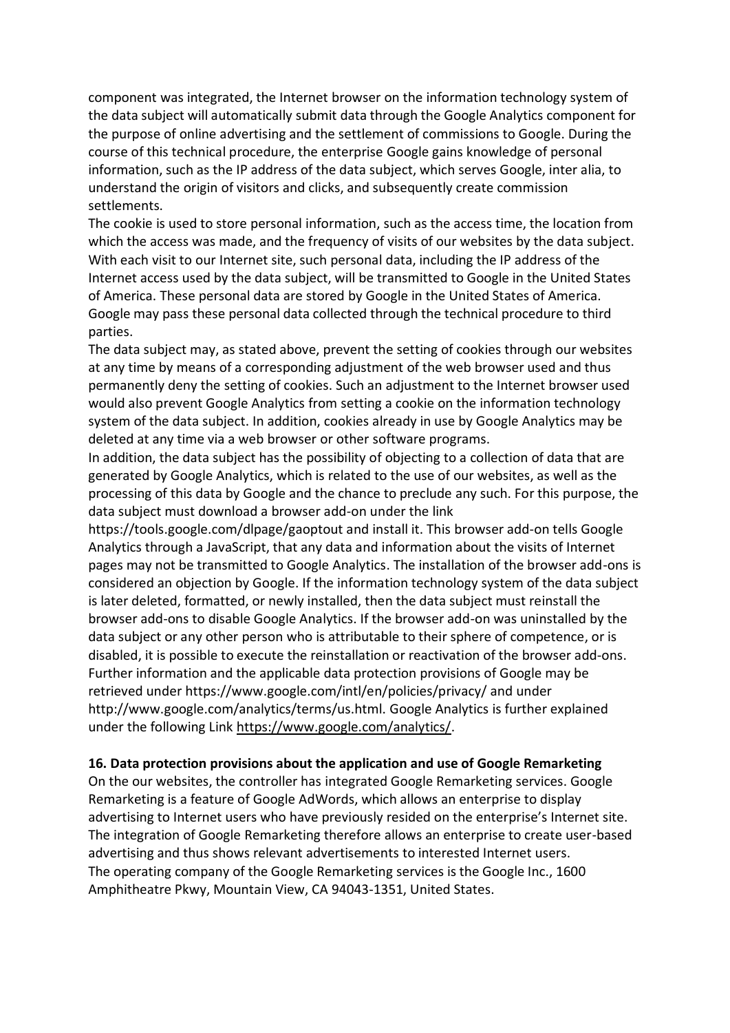component was integrated, the Internet browser on the information technology system of the data subject will automatically submit data through the Google Analytics component for the purpose of online advertising and the settlement of commissions to Google. During the course of this technical procedure, the enterprise Google gains knowledge of personal information, such as the IP address of the data subject, which serves Google, inter alia, to understand the origin of visitors and clicks, and subsequently create commission settlements.

The cookie is used to store personal information, such as the access time, the location from which the access was made, and the frequency of visits of our websites by the data subject. With each visit to our Internet site, such personal data, including the IP address of the Internet access used by the data subject, will be transmitted to Google in the United States of America. These personal data are stored by Google in the United States of America. Google may pass these personal data collected through the technical procedure to third parties.

The data subject may, as stated above, prevent the setting of cookies through our websites at any time by means of a corresponding adjustment of the web browser used and thus permanently deny the setting of cookies. Such an adjustment to the Internet browser used would also prevent Google Analytics from setting a cookie on the information technology system of the data subject. In addition, cookies already in use by Google Analytics may be deleted at any time via a web browser or other software programs.

In addition, the data subject has the possibility of objecting to a collection of data that are generated by Google Analytics, which is related to the use of our websites, as well as the processing of this data by Google and the chance to preclude any such. For this purpose, the data subject must download a browser add-on under the link https://tools.google.com/dlpage/gaoptout and install it. This browser add-on tells Google Analytics through a JavaScript, that any data and information about the visits of Internet pages may not be transmitted to Google Analytics. The installation of the browser add-ons is considered an objection by Google. If the information technology system of the data subject is later deleted, formatted, or newly installed, then the data subject must reinstall the browser add-ons to disable Google Analytics. If the browser add-on was uninstalled by the data subject or any other person who is attributable to their sphere of competence, or is disabled, it is possible to execute the reinstallation or reactivation of the browser add-ons. Further information and the applicable data protection provisions of Google may be retrieved under https://www.google.com/intl/en/policies/privacy/ and under http://www.google.com/analytics/terms/us.html. Google Analytics is further explained under the following Link https://www.google.com/analytics/.

**16. Data protection provisions about the application and use of Google Remarketing**

On the our websites, the controller has integrated Google Remarketing services. Google Remarketing is a feature of Google AdWords, which allows an enterprise to display advertising to Internet users who have previously resided on the enterprise's Internet site. The integration of Google Remarketing therefore allows an enterprise to create user-based advertising and thus shows relevant advertisements to interested Internet users.

The operating company of the Google Remarketing services is the Google Inc., 1600 Amphitheatre Pkwy, Mountain View, CA 94043-1351, United States.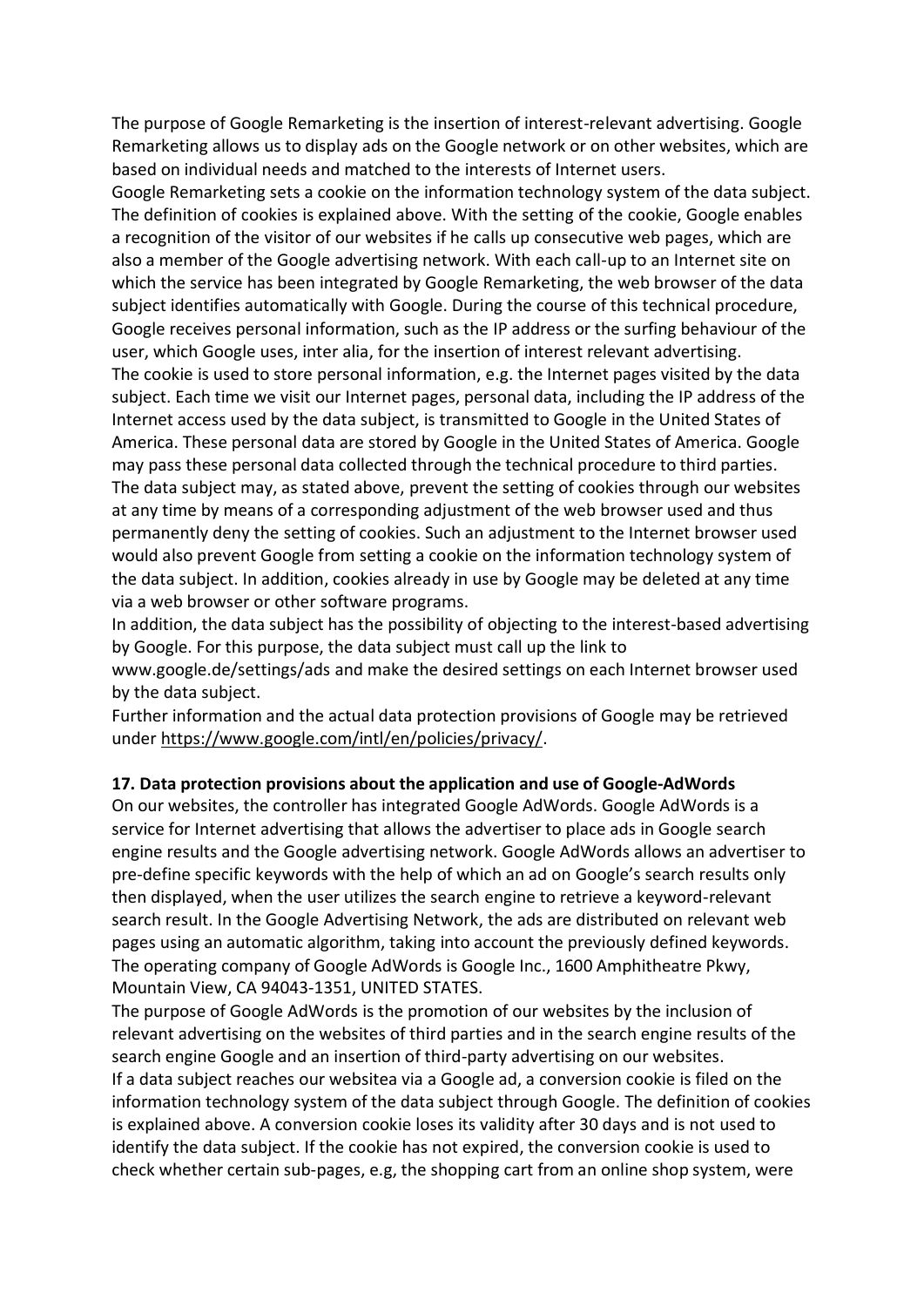The purpose of Google Remarketing is the insertion of interest-relevant advertising. Google Remarketing allows us to display ads on the Google network or on other websites, which are based on individual needs and matched to the interests of Internet users.

Google Remarketing sets a cookie on the information technology system of the data subject. The definition of cookies is explained above. With the setting of the cookie, Google enables a recognition of the visitor of our websites if he calls up consecutive web pages, which are also a member of the Google advertising network. With each call-up to an Internet site on which the service has been integrated by Google Remarketing, the web browser of the data subject identifies automatically with Google. During the course of this technical procedure, Google receives personal information, such as the IP address or the surfing behaviour of the user, which Google uses, inter alia, for the insertion of interest relevant advertising.

The cookie is used to store personal information, e.g. the Internet pages visited by the data subject. Each time we visit our Internet pages, personal data, including the IP address of the Internet access used by the data subject, is transmitted to Google in the United States of America. These personal data are stored by Google in the United States of America. Google may pass these personal data collected through the technical procedure to third parties.

The data subject may, as stated above, prevent the setting of cookies through our websites at any time by means of a corresponding adjustment of the web browser used and thus permanently deny the setting of cookies. Such an adjustment to the Internet browser used would also prevent Google from setting a cookie on the information technology system of the data subject. In addition, cookies already in use by Google may be deleted at any time via a web browser or other software programs.

In addition, the data subject has the possibility of objecting to the interest-based advertising by Google. For this purpose, the data subject must call up the link to www.google.de/settings/ads and make the desired settings on each Internet browser used by the data subject.

Further information and the actual data protection provisions of Google may be retrieved under https://www.google.com/intl/en/policies/privacy/.

**17. Data protection provisions about the application and use of Google-AdWords**

On our websites, the controller has integrated Google AdWords. Google AdWords is a service for Internet advertising that allows the advertiser to place ads in Google search engine results and the Google advertising network. Google AdWords allows an advertiser to pre-define specific keywords with the help of which an ad on Google's search results only then displayed, when the user utilizes the search engine to retrieve a keyword-relevant search result. In the Google Advertising Network, the ads are distributed on relevant web pages using an automatic algorithm, taking into account the previously defined keywords.

The operating company of Google AdWords is Google Inc., 1600 Amphitheatre Pkwy, Mountain View, CA 94043-1351, UNITED STATES.

The purpose of Google AdWords is the promotion of our websites by the inclusion of relevant advertising on the websites of third parties and in the search engine results of the search engine Google and an insertion of third-party advertising on our websites.

If a data subject reaches our websitea via a Google ad, a conversion cookie is filed on the information technology system of the data subject through Google. The definition of cookies is explained above. A conversion cookie loses its validity after 30 days and is not used to identify the data subject. If the cookie has not expired, the conversion cookie is used to check whether certain sub-pages, e.g, the shopping cart from an online shop system, were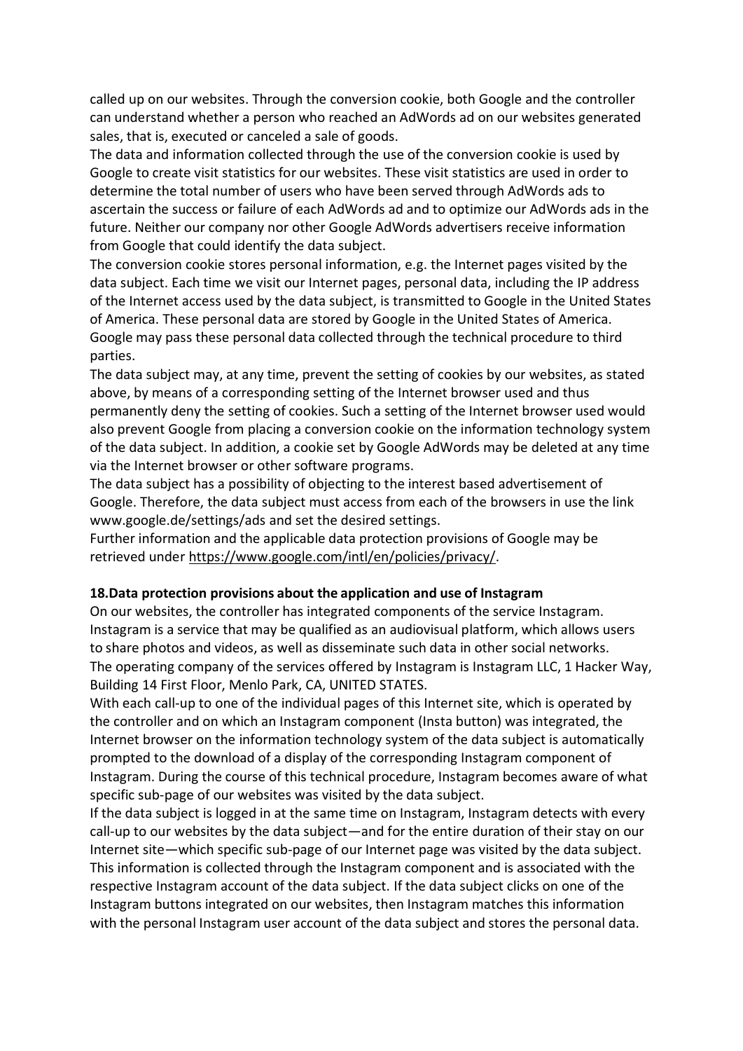called up on our websites. Through the conversion cookie, both Google and the controller can understand whether a person who reached an AdWords ad on our websites generated sales, that is, executed or canceled a sale of goods.

The data and information collected through the use of the conversion cookie is used by Google to create visit statistics for our websites. These visit statistics are used in order to determine the total number of users who have been served through AdWords ads to ascertain the success or failure of each AdWords ad and to optimize our AdWords ads in the future. Neither our company nor other Google AdWords advertisers receive information from Google that could identify the data subject.

The conversion cookie stores personal information, e.g. the Internet pages visited by the data subject. Each time we visit our Internet pages, personal data, including the IP address of the Internet access used by the data subject, is transmitted to Google in the United States of America. These personal data are stored by Google in the United States of America. Google may pass these personal data collected through the technical procedure to third parties.

The data subject may, at any time, prevent the setting of cookies by our websites, as stated above, by means of a corresponding setting of the Internet browser used and thus permanently deny the setting of cookies. Such a setting of the Internet browser used would also prevent Google from placing a conversion cookie on the information technology system of the data subject. In addition, a cookie set by Google AdWords may be deleted at any time via the Internet browser or other software programs.

The data subject has a possibility of objecting to the interest based advertisement of Google. Therefore, the data subject must access from each of the browsers in use the link www.google.de/settings/ads and set the desired settings.

Further information and the applicable data protection provisions of Google may be retrieved under https://www.google.com/intl/en/policies/privacy/.

**18.Data protection provisions about the application and use of Instagram**

On our websites, the controller has integrated components of the service Instagram. Instagram is a service that may be qualified as an audiovisual platform, which allows users to share photos and videos, as well as disseminate such data in other social networks.

The operating company of the services offered by Instagram is Instagram LLC, 1 Hacker Way, Building 14 First Floor, Menlo Park, CA, UNITED STATES.

With each call-up to one of the individual pages of this Internet site, which is operated by the controller and on which an Instagram component (Insta button) was integrated, the Internet browser on the information technology system of the data subject is automatically prompted to the download of a display of the corresponding Instagram component of Instagram. During the course of this technical procedure, Instagram becomes aware of what specific sub-page of our websites was visited by the data subject.

If the data subject is logged in at the same time on Instagram, Instagram detects with every call-up to our websites by the data subject—and for the entire duration of their stay on our Internet site—which specific sub-page of our Internet page was visited by the data subject. This information is collected through the Instagram component and is associated with the respective Instagram account of the data subject. If the data subject clicks on one of the Instagram buttons integrated on our websites, then Instagram matches this information with the personal Instagram user account of the data subject and stores the personal data.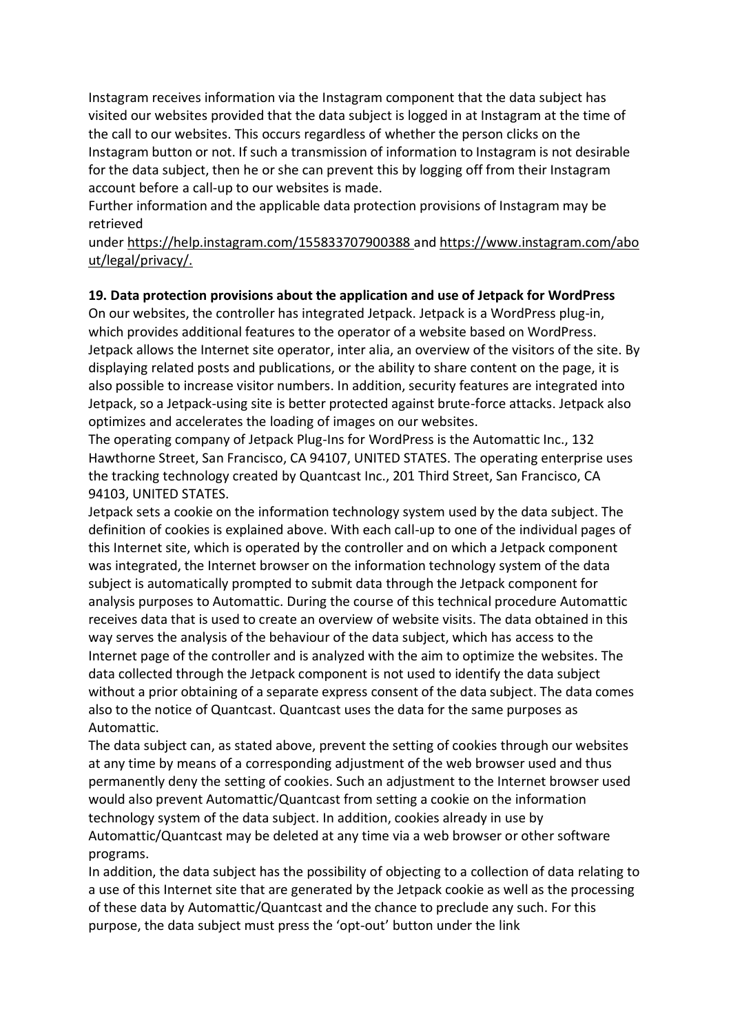Instagram receives information via the Instagram component that the data subject has visited our websites provided that the data subject is logged in at Instagram at the time of the call to our websites. This occurs regardless of whether the person clicks on the Instagram button or not. If such a transmission of information to Instagram is not desirable for the data subject, then he or she can prevent this by logging off from their Instagram account before a call-up to our websites is made.
Further information and the applicable data protection provisions of Instagram may be retrieved
under https://help.instagram.com/155833707900388 and https://www.instagram.com/about/legal/privacy/.

**19. Data protection provisions about the application and use of Jetpack for WordPress**
On our websites, the controller has integrated Jetpack. Jetpack is a WordPress plug-in, which provides additional features to the operator of a website based on WordPress. Jetpack allows the Internet site operator, inter alia, an overview of the visitors of the site. By displaying related posts and publications, or the ability to share content on the page, it is also possible to increase visitor numbers. In addition, security features are integrated into Jetpack, so a Jetpack-using site is better protected against brute-force attacks. Jetpack also optimizes and accelerates the loading of images on our websites.
The operating company of Jetpack Plug-Ins for WordPress is the Automattic Inc., 132 Hawthorne Street, San Francisco, CA 94107, UNITED STATES. The operating enterprise uses the tracking technology created by Quantcast Inc., 201 Third Street, San Francisco, CA 94103, UNITED STATES.
Jetpack sets a cookie on the information technology system used by the data subject. The definition of cookies is explained above. With each call-up to one of the individual pages of this Internet site, which is operated by the controller and on which a Jetpack component was integrated, the Internet browser on the information technology system of the data subject is automatically prompted to submit data through the Jetpack component for analysis purposes to Automattic. During the course of this technical procedure Automattic receives data that is used to create an overview of website visits. The data obtained in this way serves the analysis of the behaviour of the data subject, which has access to the Internet page of the controller and is analyzed with the aim to optimize the websites. The data collected through the Jetpack component is not used to identify the data subject without a prior obtaining of a separate express consent of the data subject. The data comes also to the notice of Quantcast. Quantcast uses the data for the same purposes as Automattic.
The data subject can, as stated above, prevent the setting of cookies through our websites at any time by means of a corresponding adjustment of the web browser used and thus permanently deny the setting of cookies. Such an adjustment to the Internet browser used would also prevent Automattic/Quantcast from setting a cookie on the information technology system of the data subject. In addition, cookies already in use by Automattic/Quantcast may be deleted at any time via a web browser or other software programs.
In addition, the data subject has the possibility of objecting to a collection of data relating to a use of this Internet site that are generated by the Jetpack cookie as well as the processing of these data by Automattic/Quantcast and the chance to preclude any such. For this purpose, the data subject must press the 'opt-out' button under the link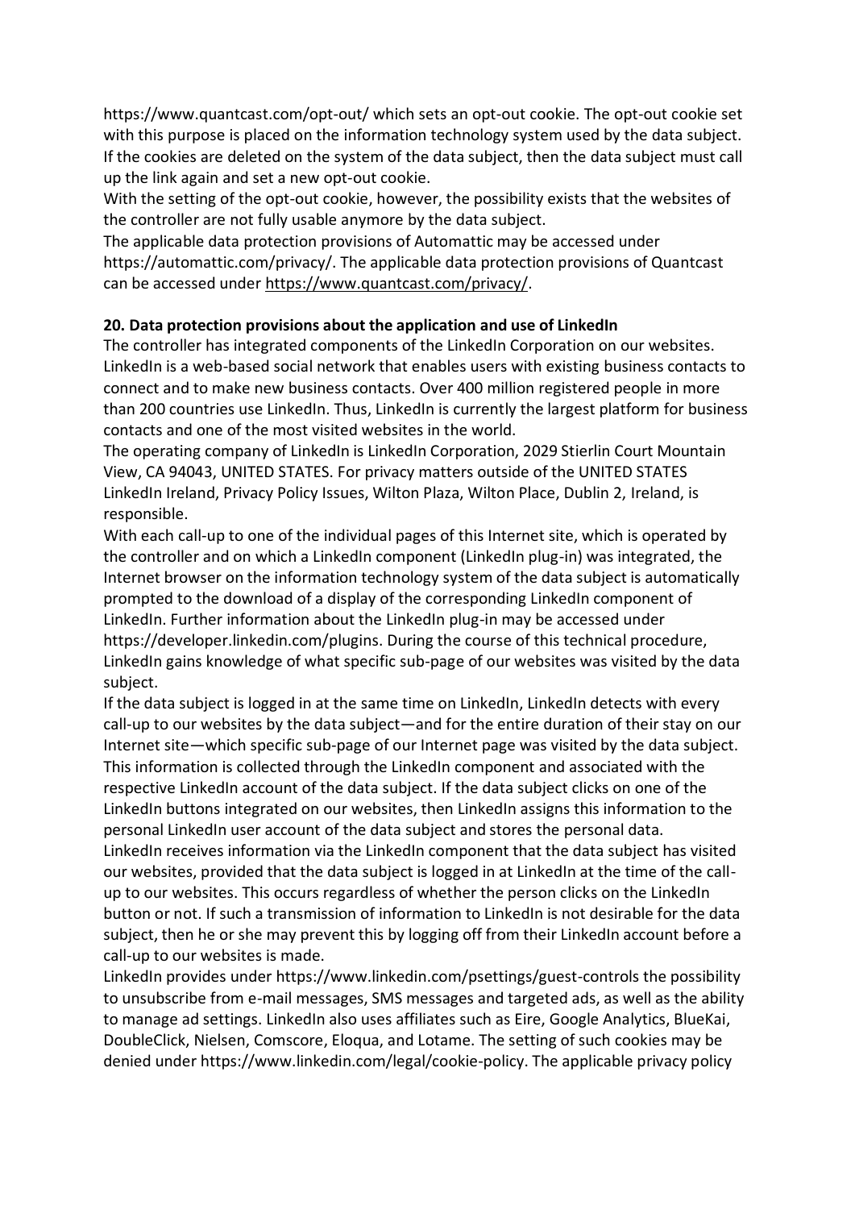https://www.quantcast.com/opt-out/ which sets an opt-out cookie. The opt-out cookie set with this purpose is placed on the information technology system used by the data subject. If the cookies are deleted on the system of the data subject, then the data subject must call up the link again and set a new opt-out cookie.

With the setting of the opt-out cookie, however, the possibility exists that the websites of the controller are not fully usable anymore by the data subject.

The applicable data protection provisions of Automattic may be accessed under https://automattic.com/privacy/. The applicable data protection provisions of Quantcast can be accessed under https://www.quantcast.com/privacy/.

**20. Data protection provisions about the application and use of LinkedIn**

The controller has integrated components of the LinkedIn Corporation on our websites. LinkedIn is a web-based social network that enables users with existing business contacts to connect and to make new business contacts. Over 400 million registered people in more than 200 countries use LinkedIn. Thus, LinkedIn is currently the largest platform for business contacts and one of the most visited websites in the world.

The operating company of LinkedIn is LinkedIn Corporation, 2029 Stierlin Court Mountain View, CA 94043, UNITED STATES. For privacy matters outside of the UNITED STATES LinkedIn Ireland, Privacy Policy Issues, Wilton Plaza, Wilton Place, Dublin 2, Ireland, is responsible.

With each call-up to one of the individual pages of this Internet site, which is operated by the controller and on which a LinkedIn component (LinkedIn plug-in) was integrated, the Internet browser on the information technology system of the data subject is automatically prompted to the download of a display of the corresponding LinkedIn component of LinkedIn. Further information about the LinkedIn plug-in may be accessed under https://developer.linkedin.com/plugins. During the course of this technical procedure, LinkedIn gains knowledge of what specific sub-page of our websites was visited by the data subject.

If the data subject is logged in at the same time on LinkedIn, LinkedIn detects with every call-up to our websites by the data subject—and for the entire duration of their stay on our Internet site—which specific sub-page of our Internet page was visited by the data subject. This information is collected through the LinkedIn component and associated with the respective LinkedIn account of the data subject. If the data subject clicks on one of the LinkedIn buttons integrated on our websites, then LinkedIn assigns this information to the personal LinkedIn user account of the data subject and stores the personal data.

LinkedIn receives information via the LinkedIn component that the data subject has visited our websites, provided that the data subject is logged in at LinkedIn at the time of the call-up to our websites. This occurs regardless of whether the person clicks on the LinkedIn button or not. If such a transmission of information to LinkedIn is not desirable for the data subject, then he or she may prevent this by logging off from their LinkedIn account before a call-up to our websites is made.

LinkedIn provides under https://www.linkedin.com/psettings/guest-controls the possibility to unsubscribe from e-mail messages, SMS messages and targeted ads, as well as the ability to manage ad settings. LinkedIn also uses affiliates such as Eire, Google Analytics, BlueKai, DoubleClick, Nielsen, Comscore, Eloqua, and Lotame. The setting of such cookies may be denied under https://www.linkedin.com/legal/cookie-policy. The applicable privacy policy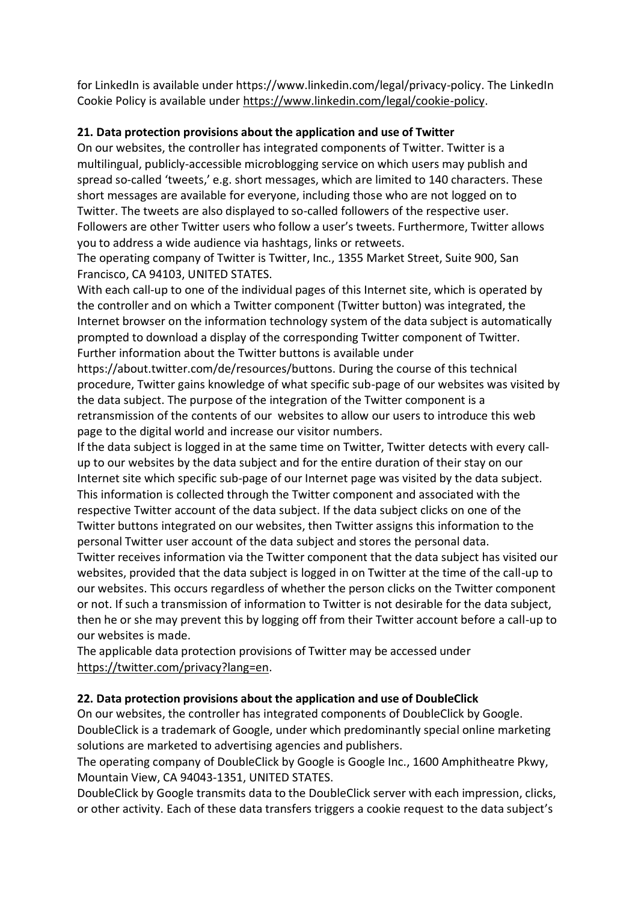for LinkedIn is available under https://www.linkedin.com/legal/privacy-policy. The LinkedIn Cookie Policy is available under https://www.linkedin.com/legal/cookie-policy.

**21. Data protection provisions about the application and use of Twitter**

On our websites, the controller has integrated components of Twitter. Twitter is a multilingual, publicly-accessible microblogging service on which users may publish and spread so-called 'tweets,' e.g. short messages, which are limited to 140 characters. These short messages are available for everyone, including those who are not logged on to Twitter. The tweets are also displayed to so-called followers of the respective user. Followers are other Twitter users who follow a user's tweets. Furthermore, Twitter allows you to address a wide audience via hashtags, links or retweets.

The operating company of Twitter is Twitter, Inc., 1355 Market Street, Suite 900, San Francisco, CA 94103, UNITED STATES.

With each call-up to one of the individual pages of this Internet site, which is operated by the controller and on which a Twitter component (Twitter button) was integrated, the Internet browser on the information technology system of the data subject is automatically prompted to download a display of the corresponding Twitter component of Twitter. Further information about the Twitter buttons is available under https://about.twitter.com/de/resources/buttons. During the course of this technical procedure, Twitter gains knowledge of what specific sub-page of our websites was visited by the data subject. The purpose of the integration of the Twitter component is a retransmission of the contents of our websites to allow our users to introduce this web page to the digital world and increase our visitor numbers.

If the data subject is logged in at the same time on Twitter, Twitter detects with every call-up to our websites by the data subject and for the entire duration of their stay on our Internet site which specific sub-page of our Internet page was visited by the data subject. This information is collected through the Twitter component and associated with the respective Twitter account of the data subject. If the data subject clicks on one of the Twitter buttons integrated on our websites, then Twitter assigns this information to the personal Twitter user account of the data subject and stores the personal data.

Twitter receives information via the Twitter component that the data subject has visited our websites, provided that the data subject is logged in on Twitter at the time of the call-up to our websites. This occurs regardless of whether the person clicks on the Twitter component or not. If such a transmission of information to Twitter is not desirable for the data subject, then he or she may prevent this by logging off from their Twitter account before a call-up to our websites is made.

The applicable data protection provisions of Twitter may be accessed under https://twitter.com/privacy?lang=en.

**22. Data protection provisions about the application and use of DoubleClick**

On our websites, the controller has integrated components of DoubleClick by Google. DoubleClick is a trademark of Google, under which predominantly special online marketing solutions are marketed to advertising agencies and publishers.

The operating company of DoubleClick by Google is Google Inc., 1600 Amphitheatre Pkwy, Mountain View, CA 94043-1351, UNITED STATES.

DoubleClick by Google transmits data to the DoubleClick server with each impression, clicks, or other activity. Each of these data transfers triggers a cookie request to the data subject's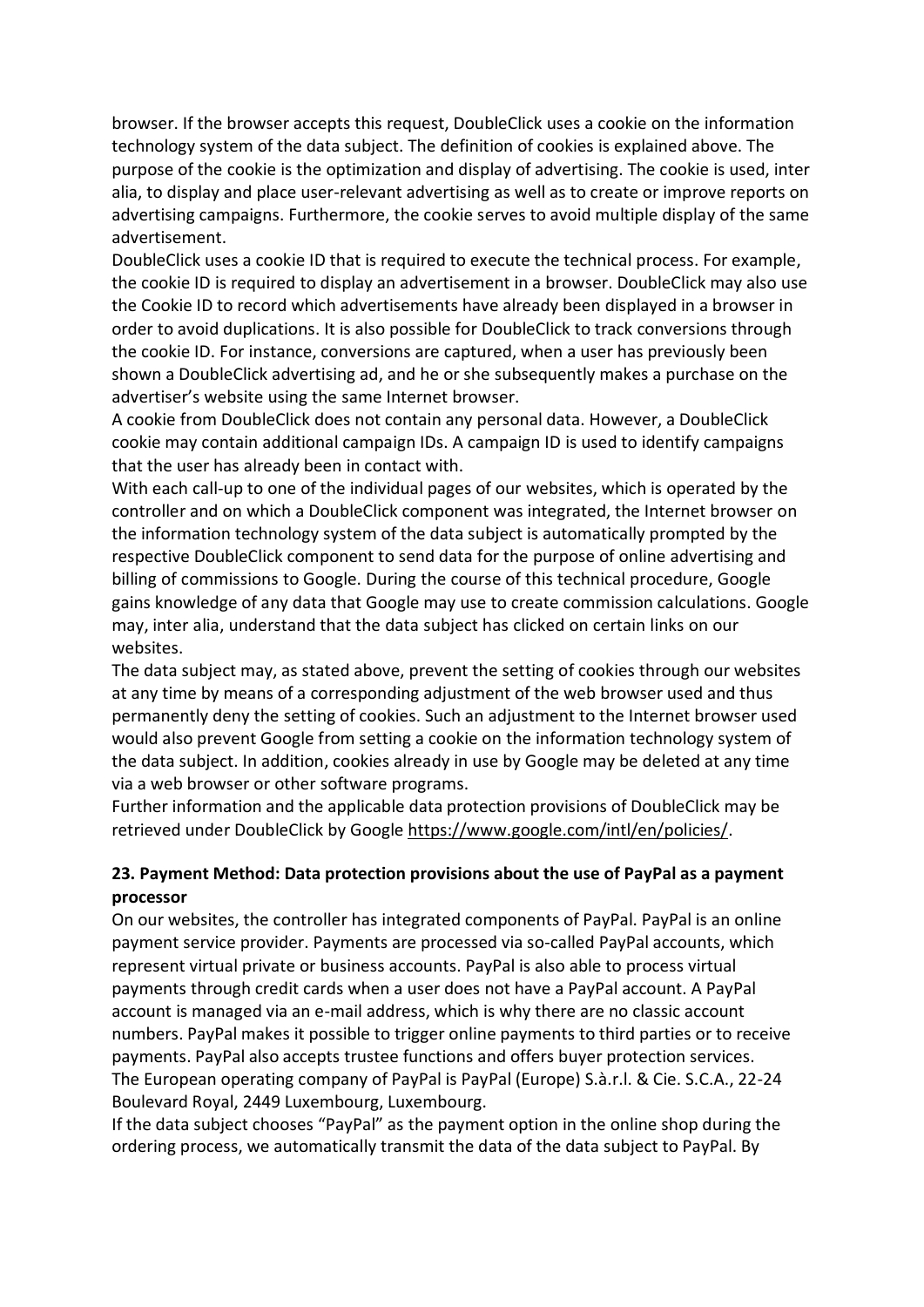browser. If the browser accepts this request, DoubleClick uses a cookie on the information technology system of the data subject. The definition of cookies is explained above. The purpose of the cookie is the optimization and display of advertising. The cookie is used, inter alia, to display and place user-relevant advertising as well as to create or improve reports on advertising campaigns. Furthermore, the cookie serves to avoid multiple display of the same advertisement.

DoubleClick uses a cookie ID that is required to execute the technical process. For example, the cookie ID is required to display an advertisement in a browser. DoubleClick may also use the Cookie ID to record which advertisements have already been displayed in a browser in order to avoid duplications. It is also possible for DoubleClick to track conversions through the cookie ID. For instance, conversions are captured, when a user has previously been shown a DoubleClick advertising ad, and he or she subsequently makes a purchase on the advertiser's website using the same Internet browser.

A cookie from DoubleClick does not contain any personal data. However, a DoubleClick cookie may contain additional campaign IDs. A campaign ID is used to identify campaigns that the user has already been in contact with.

With each call-up to one of the individual pages of our websites, which is operated by the controller and on which a DoubleClick component was integrated, the Internet browser on the information technology system of the data subject is automatically prompted by the respective DoubleClick component to send data for the purpose of online advertising and billing of commissions to Google. During the course of this technical procedure, Google gains knowledge of any data that Google may use to create commission calculations. Google may, inter alia, understand that the data subject has clicked on certain links on our websites.

The data subject may, as stated above, prevent the setting of cookies through our websites at any time by means of a corresponding adjustment of the web browser used and thus permanently deny the setting of cookies. Such an adjustment to the Internet browser used would also prevent Google from setting a cookie on the information technology system of the data subject. In addition, cookies already in use by Google may be deleted at any time via a web browser or other software programs.

Further information and the applicable data protection provisions of DoubleClick may be retrieved under DoubleClick by Google https://www.google.com/intl/en/policies/.

### 23. Payment Method: Data protection provisions about the use of PayPal as a payment processor

On our websites, the controller has integrated components of PayPal. PayPal is an online payment service provider. Payments are processed via so-called PayPal accounts, which represent virtual private or business accounts. PayPal is also able to process virtual payments through credit cards when a user does not have a PayPal account. A PayPal account is managed via an e-mail address, which is why there are no classic account numbers. PayPal makes it possible to trigger online payments to third parties or to receive payments. PayPal also accepts trustee functions and offers buyer protection services.

The European operating company of PayPal is PayPal (Europe) S.à.r.l. & Cie. S.C.A., 22-24 Boulevard Royal, 2449 Luxembourg, Luxembourg.

If the data subject chooses "PayPal" as the payment option in the online shop during the ordering process, we automatically transmit the data of the data subject to PayPal. By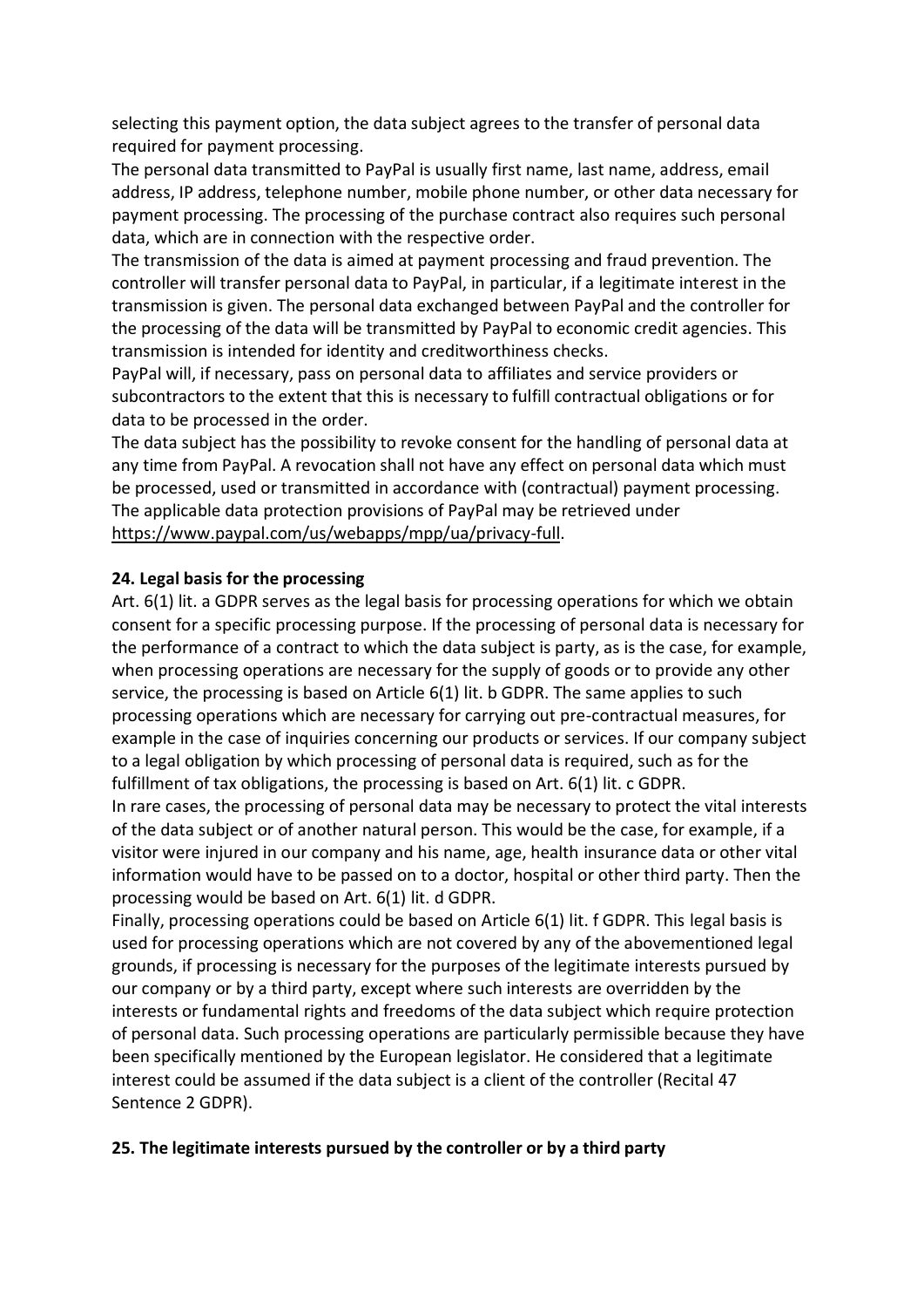selecting this payment option, the data subject agrees to the transfer of personal data required for payment processing.
The personal data transmitted to PayPal is usually first name, last name, address, email address, IP address, telephone number, mobile phone number, or other data necessary for payment processing. The processing of the purchase contract also requires such personal data, which are in connection with the respective order.
The transmission of the data is aimed at payment processing and fraud prevention. The controller will transfer personal data to PayPal, in particular, if a legitimate interest in the transmission is given. The personal data exchanged between PayPal and the controller for the processing of the data will be transmitted by PayPal to economic credit agencies. This transmission is intended for identity and creditworthiness checks.
PayPal will, if necessary, pass on personal data to affiliates and service providers or subcontractors to the extent that this is necessary to fulfill contractual obligations or for data to be processed in the order.
The data subject has the possibility to revoke consent for the handling of personal data at any time from PayPal. A revocation shall not have any effect on personal data which must be processed, used or transmitted in accordance with (contractual) payment processing.
The applicable data protection provisions of PayPal may be retrieved under https://www.paypal.com/us/webapps/mpp/ua/privacy-full.

**24. Legal basis for the processing**

Art. 6(1) lit. a GDPR serves as the legal basis for processing operations for which we obtain consent for a specific processing purpose. If the processing of personal data is necessary for the performance of a contract to which the data subject is party, as is the case, for example, when processing operations are necessary for the supply of goods or to provide any other service, the processing is based on Article 6(1) lit. b GDPR. The same applies to such processing operations which are necessary for carrying out pre-contractual measures, for example in the case of inquiries concerning our products or services. If our company subject to a legal obligation by which processing of personal data is required, such as for the fulfillment of tax obligations, the processing is based on Art. 6(1) lit. c GDPR.
In rare cases, the processing of personal data may be necessary to protect the vital interests of the data subject or of another natural person. This would be the case, for example, if a visitor were injured in our company and his name, age, health insurance data or other vital information would have to be passed on to a doctor, hospital or other third party. Then the processing would be based on Art. 6(1) lit. d GDPR.
Finally, processing operations could be based on Article 6(1) lit. f GDPR. This legal basis is used for processing operations which are not covered by any of the abovementioned legal grounds, if processing is necessary for the purposes of the legitimate interests pursued by our company or by a third party, except where such interests are overridden by the interests or fundamental rights and freedoms of the data subject which require protection of personal data. Such processing operations are particularly permissible because they have been specifically mentioned by the European legislator. He considered that a legitimate interest could be assumed if the data subject is a client of the controller (Recital 47 Sentence 2 GDPR).

**25. The legitimate interests pursued by the controller or by a third party**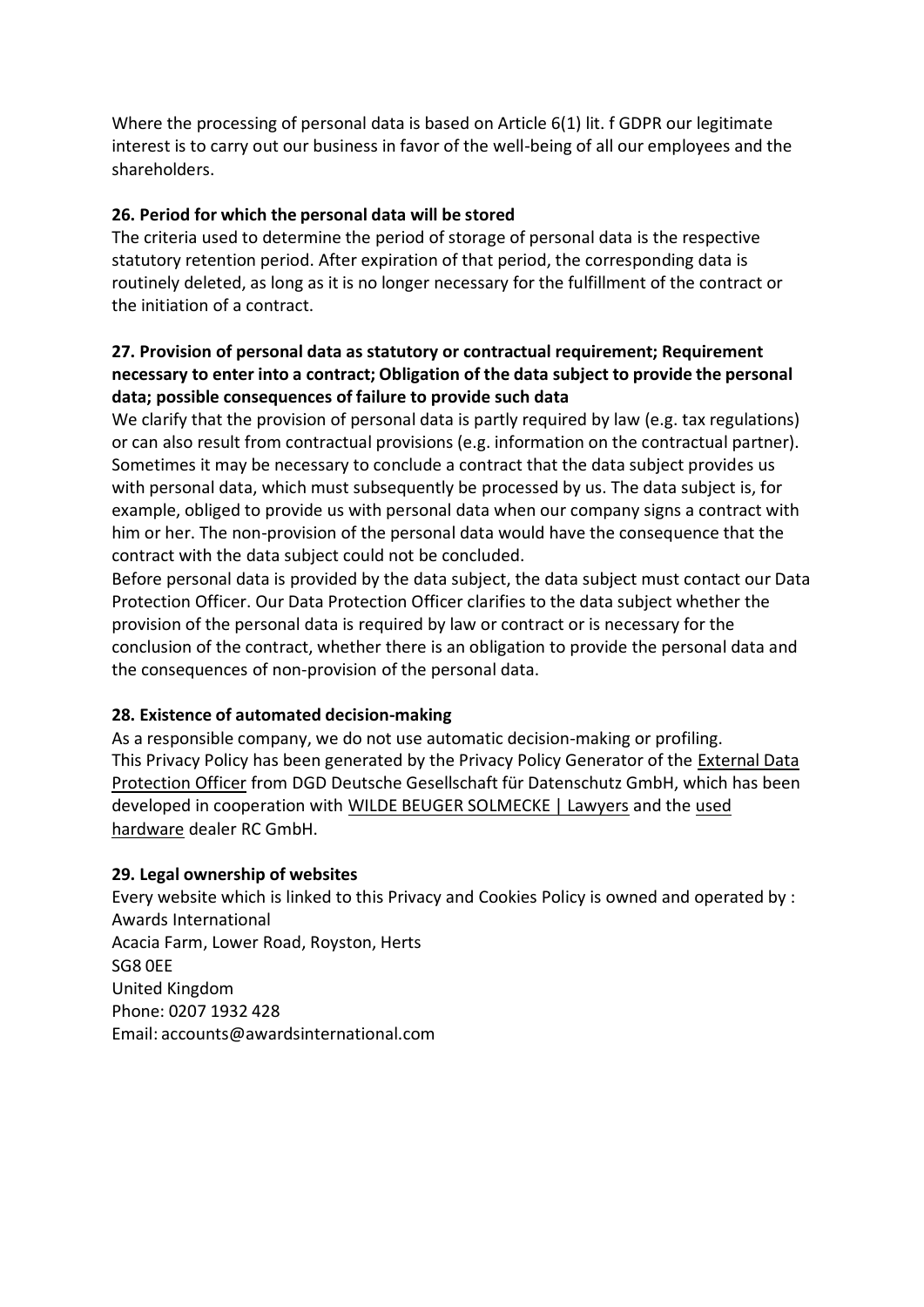Where the processing of personal data is based on Article 6(1) lit. f GDPR our legitimate interest is to carry out our business in favor of the well-being of all our employees and the shareholders.

**26. Period for which the personal data will be stored**

The criteria used to determine the period of storage of personal data is the respective statutory retention period. After expiration of that period, the corresponding data is routinely deleted, as long as it is no longer necessary for the fulfillment of the contract or the initiation of a contract.

**27. Provision of personal data as statutory or contractual requirement; Requirement necessary to enter into a contract; Obligation of the data subject to provide the personal data; possible consequences of failure to provide such data**

We clarify that the provision of personal data is partly required by law (e.g. tax regulations) or can also result from contractual provisions (e.g. information on the contractual partner). Sometimes it may be necessary to conclude a contract that the data subject provides us with personal data, which must subsequently be processed by us. The data subject is, for example, obliged to provide us with personal data when our company signs a contract with him or her. The non-provision of the personal data would have the consequence that the contract with the data subject could not be concluded.

Before personal data is provided by the data subject, the data subject must contact our Data Protection Officer. Our Data Protection Officer clarifies to the data subject whether the provision of the personal data is required by law or contract or is necessary for the conclusion of the contract, whether there is an obligation to provide the personal data and the consequences of non-provision of the personal data.

**28. Existence of automated decision-making**

As a responsible company, we do not use automatic decision-making or profiling.

This Privacy Policy has been generated by the Privacy Policy Generator of the External Data Protection Officer from DGD Deutsche Gesellschaft für Datenschutz GmbH, which has been developed in cooperation with WILDE BEUGER SOLMECKE | Lawyers and the used hardware dealer RC GmbH.

**29. Legal ownership of websites**

Every website which is linked to this Privacy and Cookies Policy is owned and operated by :

Awards International

Acacia Farm, Lower Road, Royston, Herts

SG8 0EE

United Kingdom

Phone: 0207 1932 428

Email: accounts@awardsinternational.com